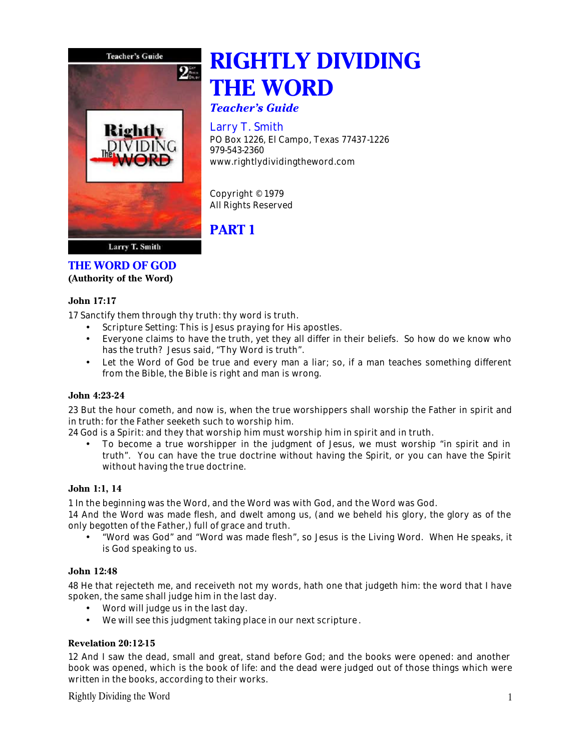# RIGHTLY DIVIDING THE WORD

*Teacher's Guide*

Larry T. Smith
PO Box 1226, El Campo, Texas 77437-1226
979-543-2360
www.rightlydividingtheword.com

Copyright © 1979
All Rights Reserved

## PART 1

## THE WORD OF GOD

**(Authority of the Word)**

### John 17:17

17 Sanctify them through thy truth: thy word is truth.

- Scripture Setting: This is Jesus praying for His apostles.
- Everyone claims to have the truth, yet they all differ in their beliefs. So how do we know who has the truth? Jesus said, "Thy Word is truth".
- Let the Word of God be true and every man a liar; so, if a man teaches something different from the Bible, the Bible is right and man is wrong.

### John 4:23-24

23 But the hour cometh, and now is, when the true worshippers shall worship the Father in spirit and in truth: for the Father seeketh such to worship him.
24 God is a Spirit: and they that worship him must worship him in spirit and in truth.

- To become a true worshipper in the judgment of Jesus, we must worship "in spirit and in truth". You can have the true doctrine without having the Spirit, or you can have the Spirit without having the true doctrine.

### John 1:1, 14

1 In the beginning was the Word, and the Word was with God, and the Word was God.
14 And the Word was made flesh, and dwelt among us, (and we beheld his glory, the glory as of the only begotten of the Father,) full of grace and truth.

- "Word was God" and "Word was made flesh", so Jesus is the Living Word. When He speaks, it is God speaking to us.

### John 12:48

48 He that rejecteth me, and receiveth not my words, hath one that judgeth him: the word that I have spoken, the same shall judge him in the last day.

- Word will judge us in the last day.
- We will see this judgment taking place in our next scripture.

### Revelation 20:12-15

12 And I saw the dead, small and great, stand before God; and the books were opened: and another book was opened, which is the book of life: and the dead were judged out of those things which were written in the books, according to their works.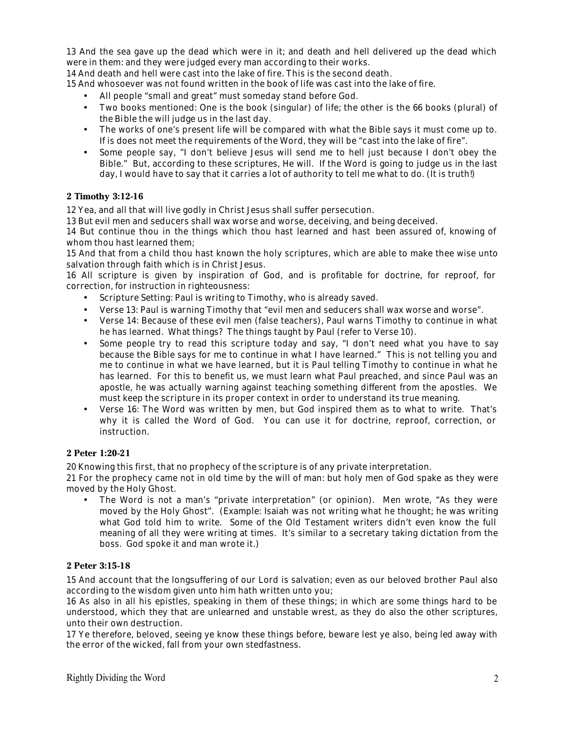13 And the sea gave up the dead which were in it; and death and hell delivered up the dead which were in them: and they were judged every man according to their works.
14 And death and hell were cast into the lake of fire. This is the second death.
15 And whosoever was not found written in the book of life was cast into the lake of fire.

- All people "small and great" must someday stand before God.
- Two books mentioned: One is the book (singular) of life; the other is the 66 books (plural) of the Bible the will judge us in the last day.
- The works of one's present life will be compared with what the Bible says it must come up to. If is does not meet the requirements of the Word, they will be "cast into the lake of fire".
- Some people say, "I don't believe Jesus will send me to hell just because I don't obey the Bible." But, according to these scriptures, He will. If the Word is going to judge us in the last day, I would have to say that it carries a lot of authority to tell me what to do. (It is truth!)

### 2 Timothy 3:12-16

12 Yea, and all that will live godly in Christ Jesus shall suffer persecution.
13 But evil men and seducers shall wax worse and worse, deceiving, and being deceived.
14 But continue thou in the things which thou hast learned and hast been assured of, knowing of whom thou hast learned them;
15 And that from a child thou hast known the holy scriptures, which are able to make thee wise unto salvation through faith which is in Christ Jesus.
16 All scripture is given by inspiration of God, and is profitable for doctrine, for reproof, for correction, for instruction in righteousness:

- Scripture Setting: Paul is writing to Timothy, who is already saved.
- Verse 13: Paul is warning Timothy that "evil men and seducers shall wax worse and worse".
- Verse 14: Because of these evil men (false teachers), Paul warns Timothy to continue in what he has learned. What things? The things taught by Paul (refer to Verse 10).
- Some people try to read this scripture today and say, "I don't need what you have to say because the Bible says for me to continue in what I have learned." This is not telling you and me to continue in what we have learned, but it is Paul telling Timothy to continue in what he has learned. For this to benefit us, we must learn what Paul preached, and since Paul was an apostle, he was actually warning against teaching something different from the apostles. We must keep the scripture in its proper context in order to understand its true meaning.
- Verse 16: The Word was written by men, but God inspired them as to what to write. That's why it is called the Word of God. You can use it for doctrine, reproof, correction, or instruction.

### 2 Peter 1:20-21

20 Knowing this first, that no prophecy of the scripture is of any private interpretation.
21 For the prophecy came not in old time by the will of man: but holy men of God spake as they were moved by the Holy Ghost.

- The Word is not a man's "private interpretation" (or opinion). Men wrote, "As they were moved by the Holy Ghost". (Example: Isaiah was not writing what he thought; he was writing what God told him to write. Some of the Old Testament writers didn't even know the full meaning of all they were writing at times. It's similar to a secretary taking dictation from the boss. God spoke it and man wrote it.)

### 2 Peter 3:15-18

15 And account that the longsuffering of our Lord is salvation; even as our beloved brother Paul also according to the wisdom given unto him hath written unto you;
16 As also in all his epistles, speaking in them of these things; in which are some things hard to be understood, which they that are unlearned and unstable wrest, as they do also the other scriptures, unto their own destruction.
17 Ye therefore, beloved, seeing ye know these things before, beware lest ye also, being led away with the error of the wicked, fall from your own stedfastness.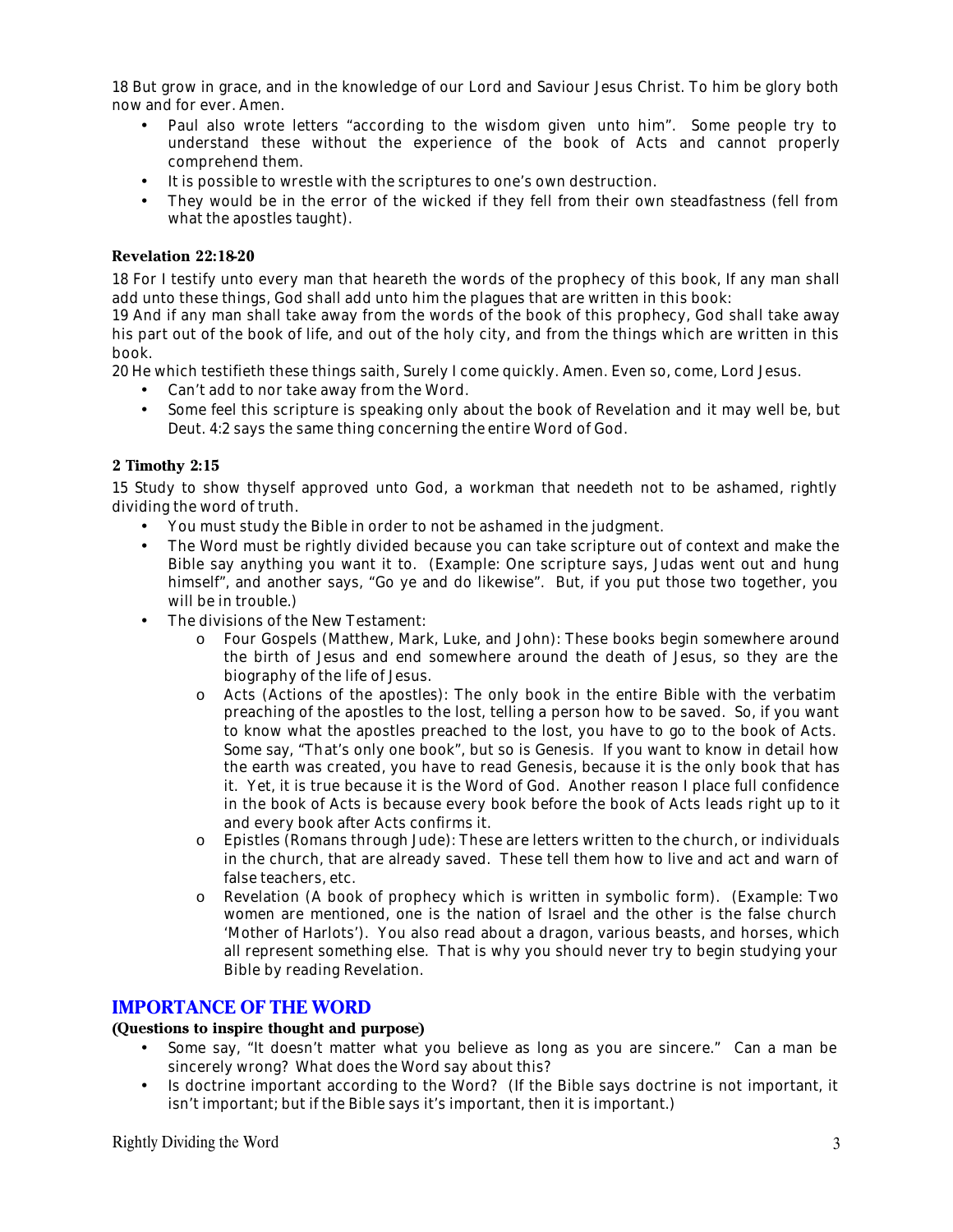18 But grow in grace, and in the knowledge of our Lord and Saviour Jesus Christ. To him be glory both now and for ever. Amen.

- Paul also wrote letters "according to the wisdom given unto him". Some people try to understand these without the experience of the book of Acts and cannot properly comprehend them.
- It is possible to wrestle with the scriptures to one's own destruction.
- They would be in the error of the wicked if they fell from their own steadfastness (fell from what the apostles taught).

**Revelation 22:18-20**

18 For I testify unto every man that heareth the words of the prophecy of this book, If any man shall add unto these things, God shall add unto him the plagues that are written in this book:
19 And if any man shall take away from the words of the book of this prophecy, God shall take away his part out of the book of life, and out of the holy city, and from the things which are written in this book.
20 He which testifieth these things saith, Surely I come quickly. Amen. Even so, come, Lord Jesus.

- Can't add to nor take away from the Word.
- Some feel this scripture is speaking only about the book of Revelation and it may well be, but Deut. 4:2 says the same thing concerning the entire Word of God.

**2 Timothy 2:15**

15 Study to show thyself approved unto God, a workman that needeth not to be ashamed, rightly dividing the word of truth.

- You must study the Bible in order to not be ashamed in the judgment.
- The Word must be rightly divided because you can take scripture out of context and make the Bible say anything you want it to. (Example: One scripture says, Judas went out and hung himself", and another says, "Go ye and do likewise". But, if you put those two together, you will be in trouble.)
- The divisions of the New Testament:
  - Four Gospels (Matthew, Mark, Luke, and John): These books begin somewhere around the birth of Jesus and end somewhere around the death of Jesus, so they are the biography of the life of Jesus.
  - Acts (Actions of the apostles): The only book in the entire Bible with the verbatim preaching of the apostles to the lost, telling a person how to be saved. So, if you want to know what the apostles preached to the lost, you have to go to the book of Acts. Some say, "That's only one book", but so is Genesis. If you want to know in detail how the earth was created, you have to read Genesis, because it is the only book that has it. Yet, it is true because it is the Word of God. Another reason I place full confidence in the book of Acts is because every book before the book of Acts leads right up to it and every book after Acts confirms it.
  - Epistles (Romans through Jude): These are letters written to the church, or individuals in the church, that are already saved. These tell them how to live and act and warn of false teachers, etc.
  - Revelation (A book of prophecy which is written in symbolic form). (Example: Two women are mentioned, one is the nation of Israel and the other is the false church 'Mother of Harlots'). You also read about a dragon, various beasts, and horses, which all represent something else. That is why you should never try to begin studying your Bible by reading Revelation.

## IMPORTANCE OF THE WORD

**(Questions to inspire thought and purpose)**

- Some say, "It doesn't matter what you believe as long as you are sincere." Can a man be sincerely wrong? What does the Word say about this?
- Is doctrine important according to the Word? (If the Bible says doctrine is not important, it isn't important; but if the Bible says it's important, then it is important.)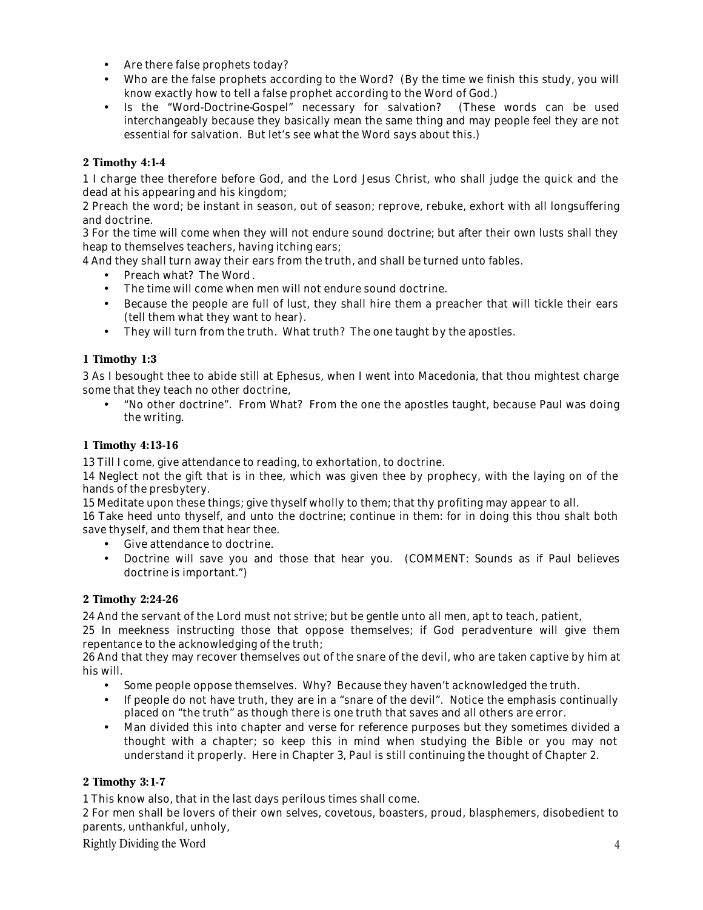- Are there false prophets today?
- Who are the false prophets according to the Word? (By the time we finish this study, you will know exactly how to tell a false prophet according to the Word of God.)
- Is the "Word-Doctrine-Gospel" necessary for salvation? (These words can be used interchangeably because they basically mean the same thing and may people feel they are not essential for salvation. But let's see what the Word says about this.)

### 2 Timothy 4:1-4

1 I charge thee therefore before God, and the Lord Jesus Christ, who shall judge the quick and the dead at his appearing and his kingdom;

2 Preach the word; be instant in season, out of season; reprove, rebuke, exhort with all longsuffering and doctrine.

3 For the time will come when they will not endure sound doctrine; but after their own lusts shall they heap to themselves teachers, having itching ears;

4 And they shall turn away their ears from the truth, and shall be turned unto fables.

- Preach what? The Word .
- The time will come when men will not endure sound doctrine.
- Because the people are full of lust, they shall hire them a preacher that will tickle their ears (tell them what they want to hear).
- They will turn from the truth. What truth? The one taught by the apostles.

### 1 Timothy 1:3

3 As I besought thee to abide still at Ephesus, when I went into Macedonia, that thou mightest charge some that they teach no other doctrine,

- "No other doctrine". From What? From the one the apostles taught, because Paul was doing the writing.

### 1 Timothy 4:13-16

13 Till I come, give attendance to reading, to exhortation, to doctrine.

14 Neglect not the gift that is in thee, which was given thee by prophecy, with the laying on of the hands of the presbytery.

15 Meditate upon these things; give thyself wholly to them; that thy profiting may appear to all.

16 Take heed unto thyself, and unto the doctrine; continue in them: for in doing this thou shalt both save thyself, and them that hear thee.

- Give attendance to doctrine.
- Doctrine will save you and those that hear you. (COMMENT: Sounds as if Paul believes doctrine is important.")

### 2 Timothy 2:24-26

24 And the servant of the Lord must not strive; but be gentle unto all men, apt to teach, patient,

25 In meekness instructing those that oppose themselves; if God peradventure will give them repentance to the acknowledging of the truth;

26 And that they may recover themselves out of the snare of the devil, who are taken captive by him at his will.

- Some people oppose themselves. Why? Because they haven't acknowledged the truth.
- If people do not have truth, they are in a "snare of the devil". Notice the emphasis continually placed on "the truth" as though there is one truth that saves and all others are error.
- Man divided this into chapter and verse for reference purposes but they sometimes divided a thought with a chapter; so keep this in mind when studying the Bible or you may not understand it properly. Here in Chapter 3, Paul is still continuing the thought of Chapter 2.

### 2 Timothy 3:1-7

1 This know also, that in the last days perilous times shall come.

2 For men shall be lovers of their own selves, covetous, boasters, proud, blasphemers, disobedient to parents, unthankful, unholy,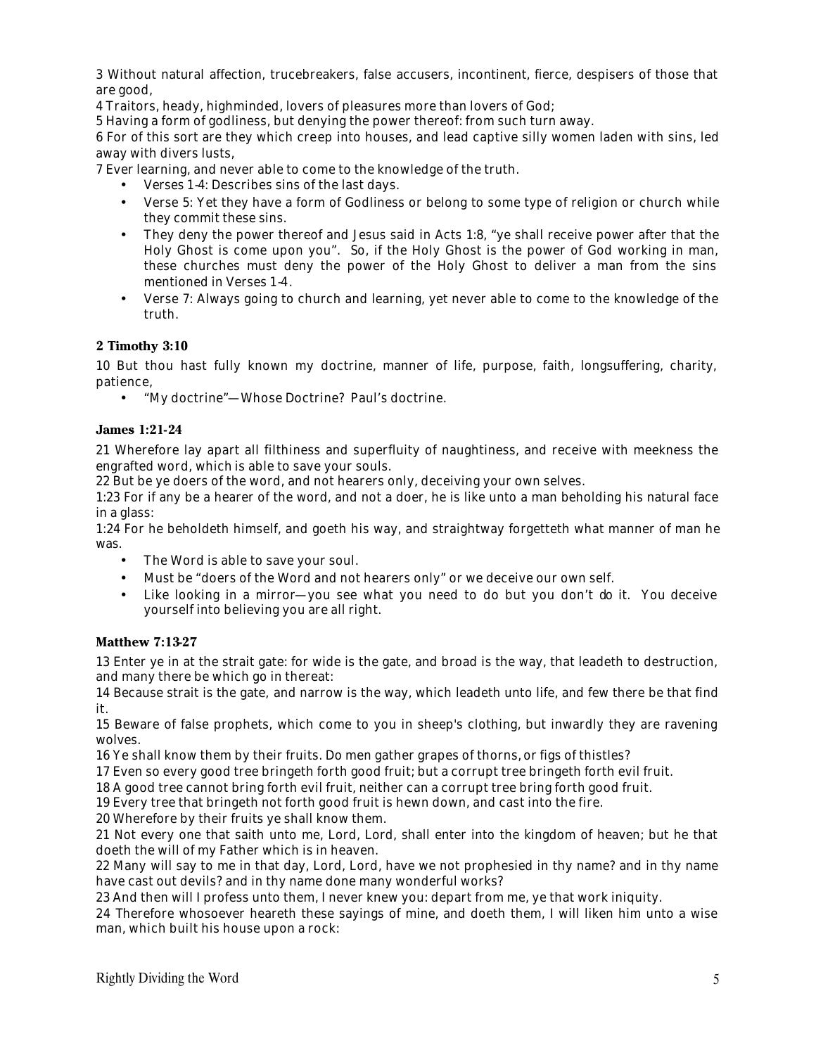3 Without natural affection, trucebreakers, false accusers, incontinent, fierce, despisers of those that are good,
4 Traitors, heady, highminded, lovers of pleasures more than lovers of God;
5 Having a form of godliness, but denying the power thereof: from such turn away.
6 For of this sort are they which creep into houses, and lead captive silly women laden with sins, led away with divers lusts,
7 Ever learning, and never able to come to the knowledge of the truth.

- Verses 1-4: Describes sins of the last days.
- Verse 5: Yet they have a form of Godliness or belong to some type of religion or church while they commit these sins.
- They deny the power thereof and Jesus said in Acts 1:8, "ye shall receive power after that the Holy Ghost is come upon you". So, if the Holy Ghost is the power of God working in man, these churches must deny the power of the Holy Ghost to deliver a man from the sins mentioned in Verses 1-4.
- Verse 7: Always going to church and learning, yet never able to come to the knowledge of the truth.

**2 Timothy 3:10**

10 But thou hast fully known my doctrine, manner of life, purpose, faith, longsuffering, charity, patience,

- "My doctrine"—Whose Doctrine? Paul's doctrine.

**James 1:21-24**

21 Wherefore lay apart all filthiness and superfluity of naughtiness, and receive with meekness the engrafted word, which is able to save your souls.
22 But be ye doers of the word, and not hearers only, deceiving your own selves.
1:23 For if any be a hearer of the word, and not a doer, he is like unto a man beholding his natural face in a glass:
1:24 For he beholdeth himself, and goeth his way, and straightway forgetteth what manner of man he was.

- The Word is able to save your soul.
- Must be "doers of the Word and not hearers only" or we deceive our own self.
- Like looking in a mirror—you see what you need to do but you don't do it. You deceive yourself into believing you are all right.

**Matthew 7:13-27**

13 Enter ye in at the strait gate: for wide is the gate, and broad is the way, that leadeth to destruction, and many there be which go in thereat:
14 Because strait is the gate, and narrow is the way, which leadeth unto life, and few there be that find it.
15 Beware of false prophets, which come to you in sheep's clothing, but inwardly they are ravening wolves.
16 Ye shall know them by their fruits. Do men gather grapes of thorns, or figs of thistles?
17 Even so every good tree bringeth forth good fruit; but a corrupt tree bringeth forth evil fruit.
18 A good tree cannot bring forth evil fruit, neither can a corrupt tree bring forth good fruit.
19 Every tree that bringeth not forth good fruit is hewn down, and cast into the fire.
20 Wherefore by their fruits ye shall know them.
21 Not every one that saith unto me, Lord, Lord, shall enter into the kingdom of heaven; but he that doeth the will of my Father which is in heaven.
22 Many will say to me in that day, Lord, Lord, have we not prophesied in thy name? and in thy name have cast out devils? and in thy name done many wonderful works?
23 And then will I profess unto them, I never knew you: depart from me, ye that work iniquity.
24 Therefore whosoever heareth these sayings of mine, and doeth them, I will liken him unto a wise man, which built his house upon a rock: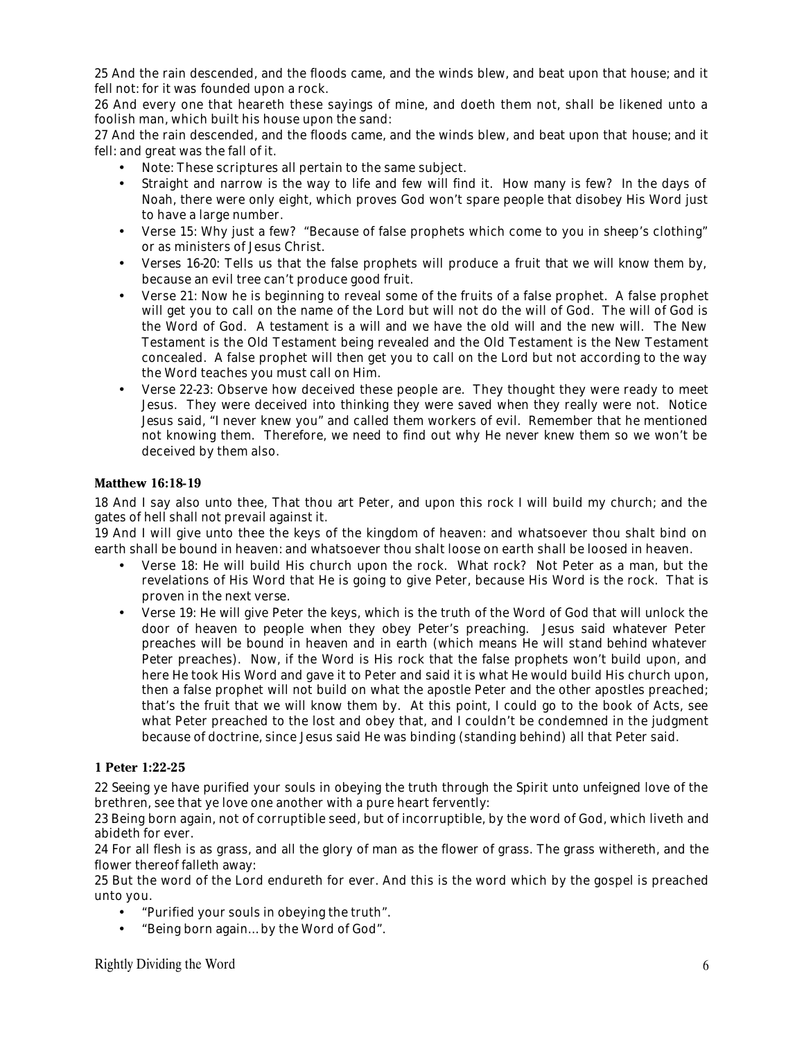25 And the rain descended, and the floods came, and the winds blew, and beat upon that house; and it fell not: for it was founded upon a rock.

26 And every one that heareth these sayings of mine, and doeth them not, shall be likened unto a foolish man, which built his house upon the sand:

27 And the rain descended, and the floods came, and the winds blew, and beat upon that house; and it fell: and great was the fall of it.

- Note: These scriptures all pertain to the same subject.
- Straight and narrow is the way to life and few will find it. How many is few? In the days of Noah, there were only eight, which proves God won't spare people that disobey His Word just to have a large number.
- Verse 15: Why just a few? "Because of false prophets which come to you in sheep's clothing" or as ministers of Jesus Christ.
- Verses 16-20: Tells us that the false prophets will produce a fruit that we will know them by, because an evil tree can't produce good fruit.
- Verse 21: Now he is beginning to reveal some of the fruits of a false prophet. A false prophet will get you to call on the name of the Lord but will not do the will of God. The will of God is the Word of God. A testament is a will and we have the old will and the new will. The New Testament is the Old Testament being revealed and the Old Testament is the New Testament concealed. A false prophet will then get you to call on the Lord but not according to the way the Word teaches you must call on Him.
- Verse 22-23: Observe how deceived these people are. They thought they were ready to meet Jesus. They were deceived into thinking they were saved when they really were not. Notice Jesus said, "I never knew you" and called them workers of evil. Remember that he mentioned not knowing them. Therefore, we need to find out why He never knew them so we won't be deceived by them also.

### Matthew 16:18-19

18 And I say also unto thee, That thou art Peter, and upon this rock I will build my church; and the gates of hell shall not prevail against it.

19 And I will give unto thee the keys of the kingdom of heaven: and whatsoever thou shalt bind on earth shall be bound in heaven: and whatsoever thou shalt loose on earth shall be loosed in heaven.

- Verse 18: He will build His church upon the rock. What rock? Not Peter as a man, but the revelations of His Word that He is going to give Peter, because His Word is the rock. That is proven in the next verse.
- Verse 19: He will give Peter the keys, which is the truth of the Word of God that will unlock the door of heaven to people when they obey Peter's preaching. Jesus said whatever Peter preaches will be bound in heaven and in earth (which means He will stand behind whatever Peter preaches). Now, if the Word is His rock that the false prophets won't build upon, and here He took His Word and gave it to Peter and said it is what He would build His church upon, then a false prophet will not build on what the apostle Peter and the other apostles preached; that's the fruit that we will know them by. At this point, I could go to the book of Acts, see what Peter preached to the lost and obey that, and I couldn't be condemned in the judgment because of doctrine, since Jesus said He was binding (standing behind) all that Peter said.

### 1 Peter 1:22-25

22 Seeing ye have purified your souls in obeying the truth through the Spirit unto unfeigned love of the brethren, see that ye love one another with a pure heart fervently:

23 Being born again, not of corruptible seed, but of incorruptible, by the word of God, which liveth and abideth for ever.

24 For all flesh is as grass, and all the glory of man as the flower of grass. The grass withereth, and the flower thereof falleth away:

25 But the word of the Lord endureth for ever. And this is the word which by the gospel is preached unto you.

- "Purified your souls in obeying the truth".
- "Being born again… by the Word of God".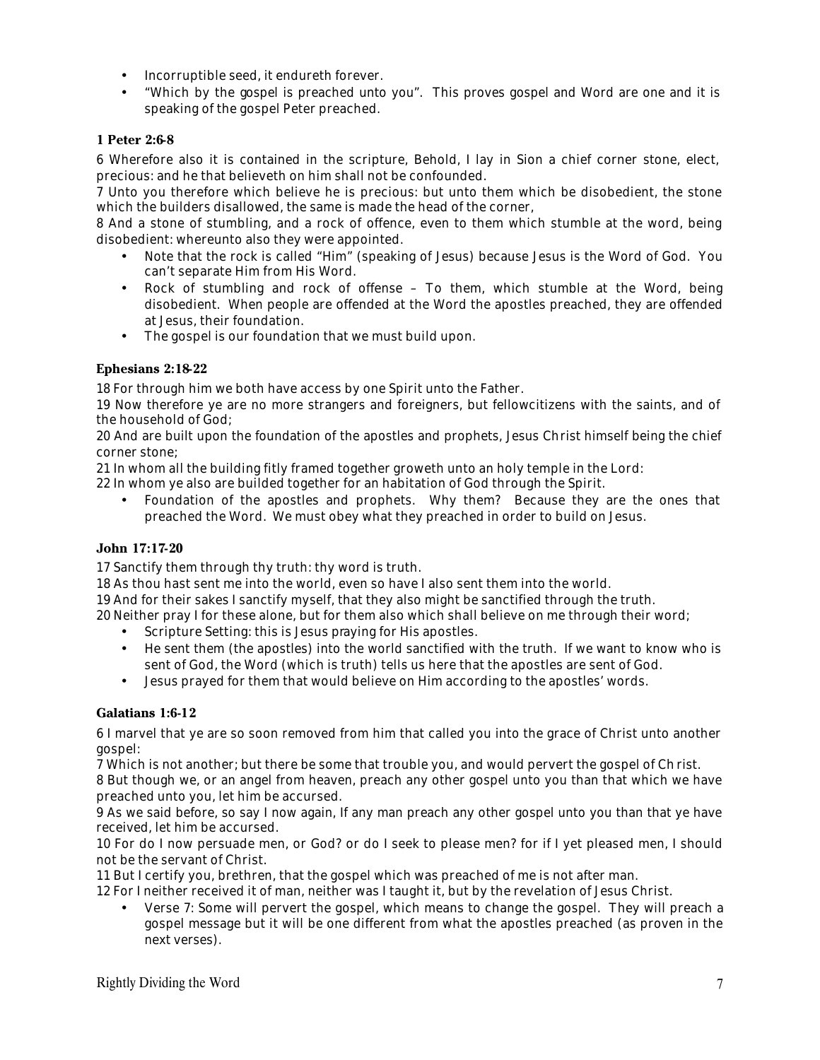- Incorruptible seed, it endureth forever.
- "Which by the gospel is preached unto you". This proves gospel and Word are one and it is speaking of the gospel Peter preached.

### 1 Peter 2:6-8

6 Wherefore also it is contained in the scripture, Behold, I lay in Sion a chief corner stone, elect, precious: and he that believeth on him shall not be confounded.
7 Unto you therefore which believe he is precious: but unto them which be disobedient, the stone which the builders disallowed, the same is made the head of the corner,
8 And a stone of stumbling, and a rock of offence, even to them which stumble at the word, being disobedient: whereunto also they were appointed.

- Note that the rock is called "Him" (speaking of Jesus) because Jesus is the Word of God. You can't separate Him from His Word.
- Rock of stumbling and rock of offense – To them, which stumble at the Word, being disobedient. When people are offended at the Word the apostles preached, they are offended at Jesus, their foundation.
- The gospel is our foundation that we must build upon.

### Ephesians 2:18-22

18 For through him we both have access by one Spirit unto the Father.
19 Now therefore ye are no more strangers and foreigners, but fellowcitizens with the saints, and of the household of God;
20 And are built upon the foundation of the apostles and prophets, Jesus Christ himself being the chief corner stone;
21 In whom all the building fitly framed together groweth unto an holy temple in the Lord:
22 In whom ye also are builded together for an habitation of God through the Spirit.

- Foundation of the apostles and prophets. Why them? Because they are the ones that preached the Word. We must obey what they preached in order to build on Jesus.

### John 17:17-20

17 Sanctify them through thy truth: thy word is truth.
18 As thou hast sent me into the world, even so have I also sent them into the world.
19 And for their sakes I sanctify myself, that they also might be sanctified through the truth.
20 Neither pray I for these alone, but for them also which shall believe on me through their word;

- Scripture Setting: this is Jesus praying for His apostles.
- He sent them (the apostles) into the world sanctified with the truth. If we want to know who is sent of God, the Word (which is truth) tells us here that the apostles are sent of God.
- Jesus prayed for them that would believe on Him according to the apostles' words.

### Galatians 1:6-12

6 I marvel that ye are so soon removed from him that called you into the grace of Christ unto another gospel:
7 Which is not another; but there be some that trouble you, and would pervert the gospel of Christ.
8 But though we, or an angel from heaven, preach any other gospel unto you than that which we have preached unto you, let him be accursed.
9 As we said before, so say I now again, If any man preach any other gospel unto you than that ye have received, let him be accursed.
10 For do I now persuade men, or God? or do I seek to please men? for if I yet pleased men, I should not be the servant of Christ.
11 But I certify you, brethren, that the gospel which was preached of me is not after man.
12 For I neither received it of man, neither was I taught it, but by the revelation of Jesus Christ.

- Verse 7: Some will pervert the gospel, which means to change the gospel. They will preach a gospel message but it will be one different from what the apostles preached (as proven in the next verses).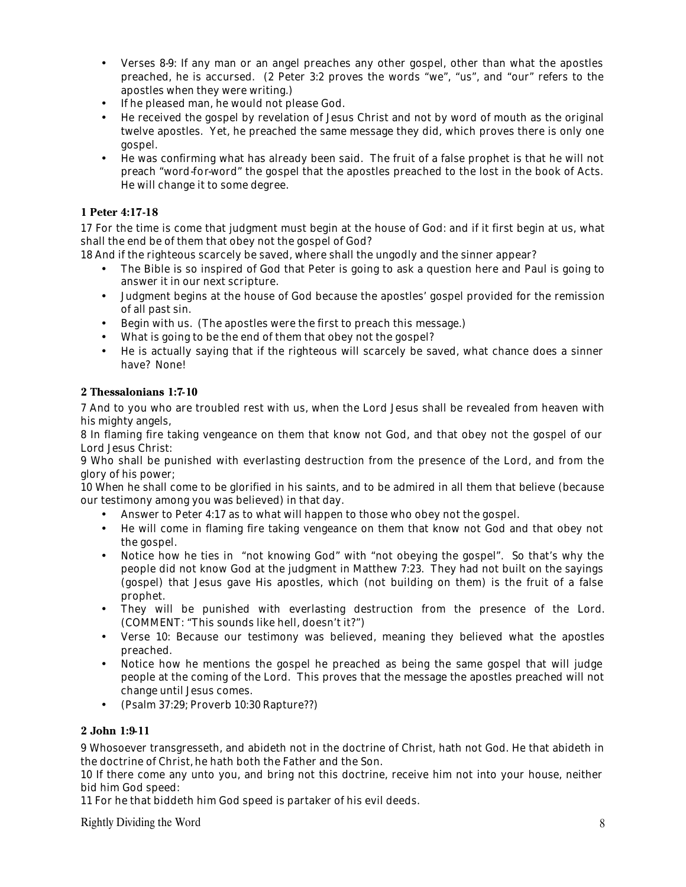- Verses 8-9: If any man or an angel preaches any other gospel, other than what the apostles preached, he is accursed. (2 Peter 3:2 proves the words "we", "us", and "our" refers to the apostles when they were writing.)
- If he pleased man, he would not please God.
- He received the gospel by revelation of Jesus Christ and not by word of mouth as the original twelve apostles. Yet, he preached the same message they did, which proves there is only one gospel.
- He was confirming what has already been said. The fruit of a false prophet is that he will not preach "word-for-word" the gospel that the apostles preached to the lost in the book of Acts. He will change it to some degree.

### 1 Peter 4:17-18

17 For the time is come that judgment must begin at the house of God: and if it first begin at us, what shall the end be of them that obey not the gospel of God?

18 And if the righteous scarcely be saved, where shall the ungodly and the sinner appear?

- The Bible is so inspired of God that Peter is going to ask a question here and Paul is going to answer it in our next scripture.
- Judgment begins at the house of God because the apostles' gospel provided for the remission of all past sin.
- Begin with us. (The apostles were the first to preach this message.)
- What is going to be the end of them that obey not the gospel?
- He is actually saying that if the righteous will scarcely be saved, what chance does a sinner have? None!

### 2 Thessalonians 1:7-10

7 And to you who are troubled rest with us, when the Lord Jesus shall be revealed from heaven with his mighty angels,

8 In flaming fire taking vengeance on them that know not God, and that obey not the gospel of our Lord Jesus Christ:

9 Who shall be punished with everlasting destruction from the presence of the Lord, and from the glory of his power;

10 When he shall come to be glorified in his saints, and to be admired in all them that believe (because our testimony among you was believed) in that day.

- Answer to Peter 4:17 as to what will happen to those who obey not the gospel.
- He will come in flaming fire taking vengeance on them that know not God and that obey not the gospel.
- Notice how he ties in "not knowing God" with "not obeying the gospel". So that's why the people did not know God at the judgment in Matthew 7:23. They had not built on the sayings (gospel) that Jesus gave His apostles, which (not building on them) is the fruit of a false prophet.
- They will be punished with everlasting destruction from the presence of the Lord. (COMMENT: "This sounds like hell, doesn't it?")
- Verse 10: Because our testimony was believed, meaning they believed what the apostles preached.
- Notice how he mentions the gospel he preached as being the same gospel that will judge people at the coming of the Lord. This proves that the message the apostles preached will not change until Jesus comes.
- (Psalm 37:29; Proverb 10:30 Rapture??)

### 2 John 1:9-11

9 Whosoever transgresseth, and abideth not in the doctrine of Christ, hath not God. He that abideth in the doctrine of Christ, he hath both the Father and the Son.

10 If there come any unto you, and bring not this doctrine, receive him not into your house, neither bid him God speed:

11 For he that biddeth him God speed is partaker of his evil deeds.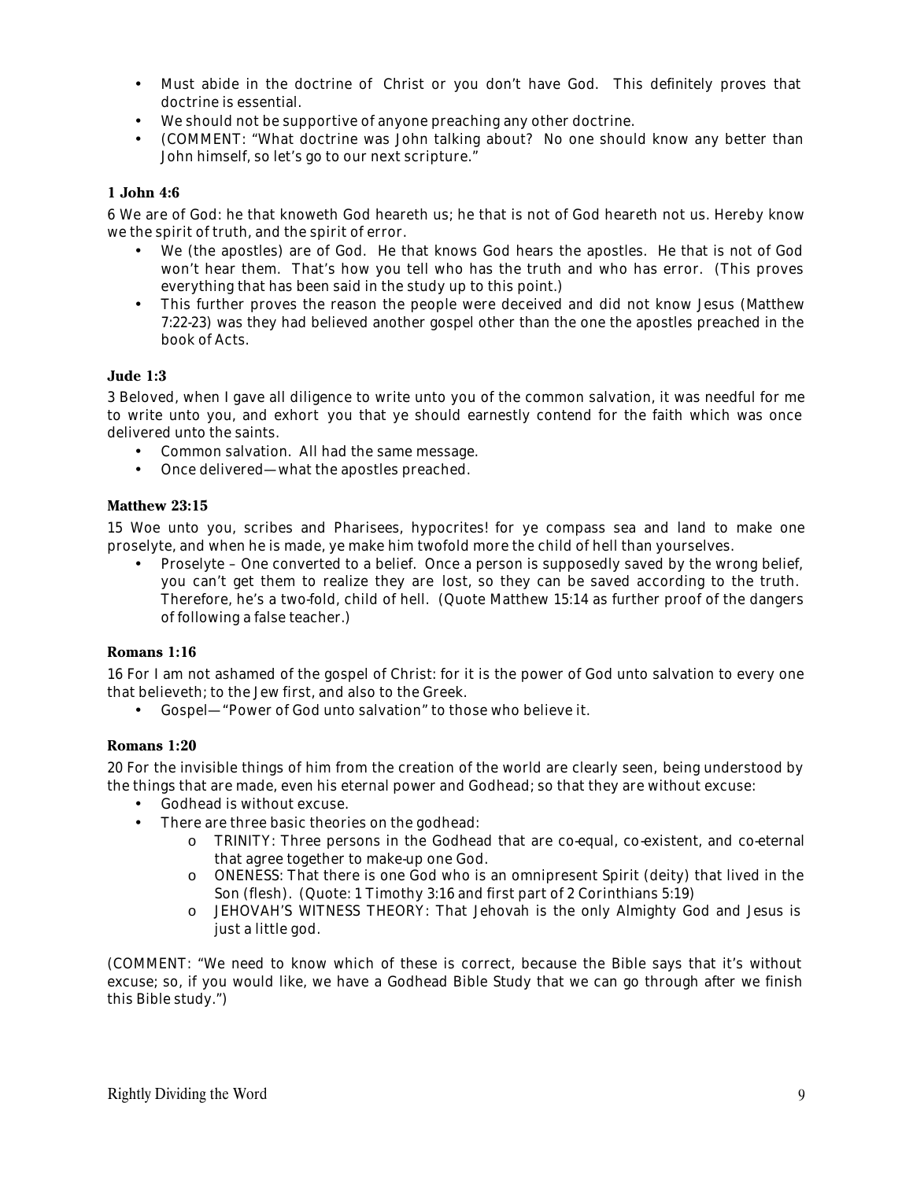- Must abide in the doctrine of Christ or you don't have God. This definitely proves that doctrine is essential.
- We should not be supportive of anyone preaching any other doctrine.
- (COMMENT: "What doctrine was John talking about? No one should know any better than John himself, so let's go to our next scripture."

### 1 John 4:6

6 We are of God: he that knoweth God heareth us; he that is not of God heareth not us. Hereby know we the spirit of truth, and the spirit of error.

- We (the apostles) are of God. He that knows God hears the apostles. He that is not of God won't hear them. That's how you tell who has the truth and who has error. (This proves everything that has been said in the study up to this point.)
- This further proves the reason the people were deceived and did not know Jesus (Matthew 7:22-23) was they had believed another gospel other than the one the apostles preached in the book of Acts.

### Jude 1:3

3 Beloved, when I gave all diligence to write unto you of the common salvation, it was needful for me to write unto you, and exhort you that ye should earnestly contend for the faith which was once delivered unto the saints.

- Common salvation. All had the same message.
- Once delivered—what the apostles preached.

### Matthew 23:15

15 Woe unto you, scribes and Pharisees, hypocrites! for ye compass sea and land to make one proselyte, and when he is made, ye make him twofold more the child of hell than yourselves.

- Proselyte – One converted to a belief. Once a person is supposedly saved by the wrong belief, you can't get them to realize they are lost, so they can be saved according to the truth. Therefore, he's a two-fold, child of hell. (Quote Matthew 15:14 as further proof of the dangers of following a false teacher.)

### Romans 1:16

16 For I am not ashamed of the gospel of Christ: for it is the power of God unto salvation to every one that believeth; to the Jew first, and also to the Greek.

- Gospel—"Power of God unto salvation" to those who believe it.

### Romans 1:20

20 For the invisible things of him from the creation of the world are clearly seen, being understood by the things that are made, even his eternal power and Godhead; so that they are without excuse:

- Godhead is without excuse.
- There are three basic theories on the godhead:
  - TRINITY: Three persons in the Godhead that are co-equal, co-existent, and co-eternal that agree together to make-up one God.
  - ONENESS: That there is one God who is an omnipresent Spirit (deity) that lived in the Son (flesh). (Quote: 1 Timothy 3:16 and first part of 2 Corinthians 5:19)
  - JEHOVAH'S WITNESS THEORY: That Jehovah is the only Almighty God and Jesus is just a little god.

(COMMENT: "We need to know which of these is correct, because the Bible says that it's without excuse; so, if you would like, we have a Godhead Bible Study that we can go through after we finish this Bible study.")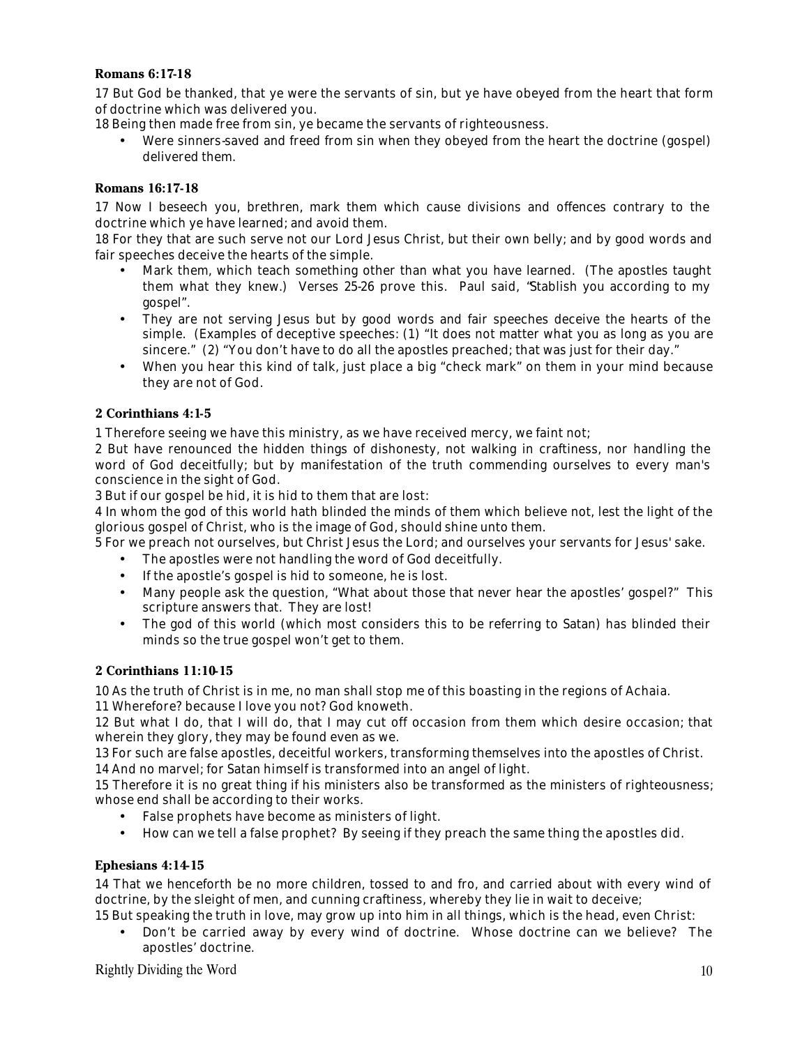**Romans 6:17-18**

17 But God be thanked, that ye were the servants of sin, but ye have obeyed from the heart that form of doctrine which was delivered you.

18 Being then made free from sin, ye became the servants of righteousness.

- Were sinners-saved and freed from sin when they obeyed from the heart the doctrine (gospel) delivered them.

**Romans 16:17-18**

17 Now I beseech you, brethren, mark them which cause divisions and offences contrary to the doctrine which ye have learned; and avoid them.

18 For they that are such serve not our Lord Jesus Christ, but their own belly; and by good words and fair speeches deceive the hearts of the simple.

- Mark them, which teach something other than what you have learned. (The apostles taught them what they knew.) Verses 25-26 prove this. Paul said, "Stablish you according to my gospel".
- They are not serving Jesus but by good words and fair speeches deceive the hearts of the simple. (Examples of deceptive speeches: (1) "It does not matter what you as long as you are sincere." (2) "You don't have to do all the apostles preached; that was just for their day."
- When you hear this kind of talk, just place a big "check mark" on them in your mind because they are not of God.

**2 Corinthians 4:1-5**

1 Therefore seeing we have this ministry, as we have received mercy, we faint not;

2 But have renounced the hidden things of dishonesty, not walking in craftiness, nor handling the word of God deceitfully; but by manifestation of the truth commending ourselves to every man's conscience in the sight of God.

3 But if our gospel be hid, it is hid to them that are lost:

4 In whom the god of this world hath blinded the minds of them which believe not, lest the light of the glorious gospel of Christ, who is the image of God, should shine unto them.

5 For we preach not ourselves, but Christ Jesus the Lord; and ourselves your servants for Jesus' sake.

- The apostles were not handling the word of God deceitfully.
- If the apostle's gospel is hid to someone, he is lost.
- Many people ask the question, "What about those that never hear the apostles' gospel?" This scripture answers that. They are lost!
- The god of this world (which most considers this to be referring to Satan) has blinded their minds so the true gospel won't get to them.

**2 Corinthians 11:10-15**

10 As the truth of Christ is in me, no man shall stop me of this boasting in the regions of Achaia.

11 Wherefore? because I love you not? God knoweth.

12 But what I do, that I will do, that I may cut off occasion from them which desire occasion; that wherein they glory, they may be found even as we.

13 For such are false apostles, deceitful workers, transforming themselves into the apostles of Christ.

14 And no marvel; for Satan himself is transformed into an angel of light.

15 Therefore it is no great thing if his ministers also be transformed as the ministers of righteousness; whose end shall be according to their works.

- False prophets have become as ministers of light.
- How can we tell a false prophet? By seeing if they preach the same thing the apostles did.

**Ephesians 4:14-15**

14 That we henceforth be no more children, tossed to and fro, and carried about with every wind of doctrine, by the sleight of men, and cunning craftiness, whereby they lie in wait to deceive;

15 But speaking the truth in love, may grow up into him in all things, which is the head, even Christ:

- Don't be carried away by every wind of doctrine. Whose doctrine can we believe? The apostles' doctrine.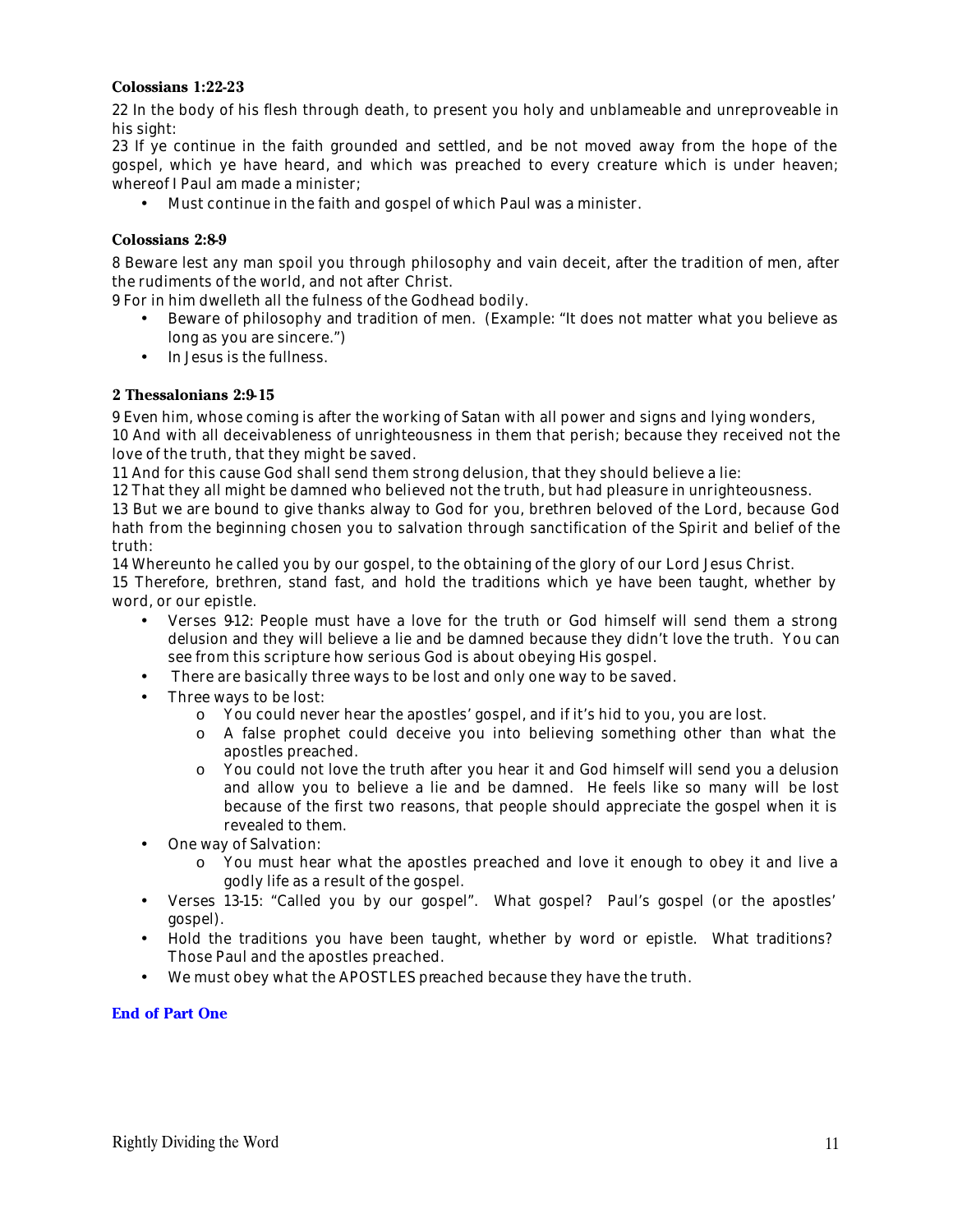**Colossians 1:22-23**

22 In the body of his flesh through death, to present you holy and unblameable and unreproveable in his sight:
23 If ye continue in the faith grounded and settled, and be not moved away from the hope of the gospel, which ye have heard, and which was preached to every creature which is under heaven; whereof I Paul am made a minister;

- Must continue in the faith and gospel of which Paul was a minister.

**Colossians 2:8-9**

8 Beware lest any man spoil you through philosophy and vain deceit, after the tradition of men, after the rudiments of the world, and not after Christ.
9 For in him dwelleth all the fulness of the Godhead bodily.

- Beware of philosophy and tradition of men. (Example: "It does not matter what you believe as long as you are sincere.")
- In Jesus is the fullness.

**2 Thessalonians 2:9-15**

9 Even him, whose coming is after the working of Satan with all power and signs and lying wonders,
10 And with all deceivableness of unrighteousness in them that perish; because they received not the love of the truth, that they might be saved.
11 And for this cause God shall send them strong delusion, that they should believe a lie:
12 That they all might be damned who believed not the truth, but had pleasure in unrighteousness.
13 But we are bound to give thanks alway to God for you, brethren beloved of the Lord, because God hath from the beginning chosen you to salvation through sanctification of the Spirit and belief of the truth:
14 Whereunto he called you by our gospel, to the obtaining of the glory of our Lord Jesus Christ.
15 Therefore, brethren, stand fast, and hold the traditions which ye have been taught, whether by word, or our epistle.

- Verses 9-12: People must have a love for the truth or God himself will send them a strong delusion and they will believe a lie and be damned because they didn't love the truth. You can see from this scripture how serious God is about obeying His gospel.
- There are basically three ways to be lost and only one way to be saved.
- Three ways to be lost:
  - You could never hear the apostles' gospel, and if it's hid to you, you are lost.
  - A false prophet could deceive you into believing something other than what the apostles preached.
  - You could not love the truth after you hear it and God himself will send you a delusion and allow you to believe a lie and be damned. He feels like so many will be lost because of the first two reasons, that people should appreciate the gospel when it is revealed to them.
- One way of Salvation:
  - You must hear what the apostles preached and love it enough to obey it and live a godly life as a result of the gospel.
- Verses 13-15: "Called you by our gospel". What gospel? Paul's gospel (or the apostles' gospel).
- Hold the traditions you have been taught, whether by word or epistle. What traditions? Those Paul and the apostles preached.
- We must obey what the APOSTLES preached because they have the truth.

**End of Part One**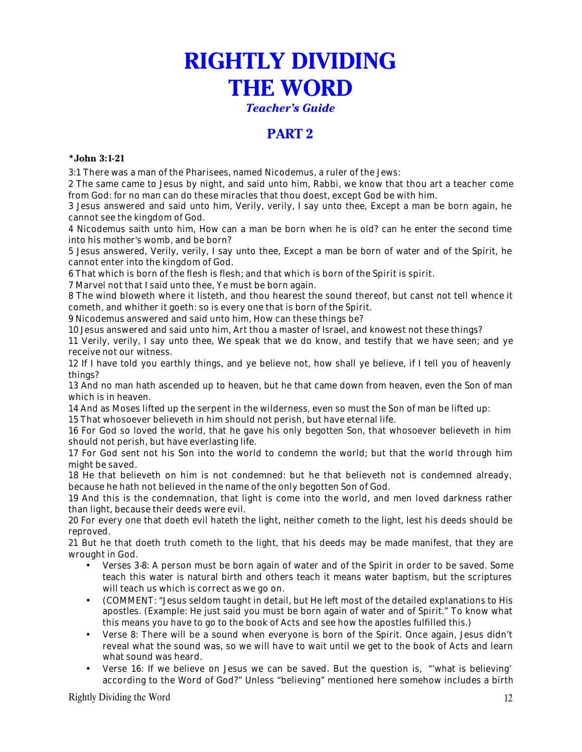# RIGHTLY DIVIDING THE WORD

***Teacher's Guide***

## PART 2

**\*John 3:1-21**

3:1 There was a man of the Pharisees, named Nicodemus, a ruler of the Jews:
2 The same came to Jesus by night, and said unto him, Rabbi, we know that thou art a teacher come from God: for no man can do these miracles that thou doest, except God be with him.
3 Jesus answered and said unto him, Verily, verily, I say unto thee, Except a man be born again, he cannot see the kingdom of God.
4 Nicodemus saith unto him, How can a man be born when he is old? can he enter the second time into his mother's womb, and be born?
5 Jesus answered, Verily, verily, I say unto thee, Except a man be born of water and of the Spirit, he cannot enter into the kingdom of God.
6 That which is born of the flesh is flesh; and that which is born of the Spirit is spirit.
7 Marvel not that I said unto thee, Ye must be born again.
8 The wind bloweth where it listeth, and thou hearest the sound thereof, but canst not tell whence it cometh, and whither it goeth: so is every one that is born of the Spirit.
9 Nicodemus answered and said unto him, How can these things be?
10 Jesus answered and said unto him, Art thou a master of Israel, and knowest not these things?
11 Verily, verily, I say unto thee, We speak that we do know, and testify that we have seen; and ye receive not our witness.
12 If I have told you earthly things, and ye believe not, how shall ye believe, if I tell you of heavenly things?
13 And no man hath ascended up to heaven, but he that came down from heaven, even the Son of man which is in heaven.
14 And as Moses lifted up the serpent in the wilderness, even so must the Son of man be lifted up:
15 That whosoever believeth in him should not perish, but have eternal life.
16 For God so loved the world, that he gave his only begotten Son, that whosoever believeth in him should not perish, but have everlasting life.
17 For God sent not his Son into the world to condemn the world; but that the world through him might be saved.
18 He that believeth on him is not condemned: but he that believeth not is condemned already, because he hath not believed in the name of the only begotten Son of God.
19 And this is the condemnation, that light is come into the world, and men loved darkness rather than light, because their deeds were evil.
20 For every one that doeth evil hateth the light, neither cometh to the light, lest his deeds should be reproved.
21 But he that doeth truth cometh to the light, that his deeds may be made manifest, that they are wrought in God.

- Verses 3-8: A person must be born again of water and of the Spirit in order to be saved. Some teach this water is natural birth and others teach it means water baptism, but the scriptures will teach us which is correct as we go on.
- (COMMENT: "Jesus seldom taught in detail, but He left most of the detailed explanations to His apostles. (Example: He just said you must be born again of water and of Spirit." To know what this means you have to go to the book of Acts and see how the apostles fulfilled this.)
- Verse 8: There will be a sound when everyone is born of the Spirit. Once again, Jesus didn't reveal what the sound was, so we will have to wait until we get to the book of Acts and learn what sound was heard.
- Verse 16: If we believe on Jesus we can be saved. But the question is, "'what is believing' according to the Word of God?" Unless "believing" mentioned here somehow includes a birth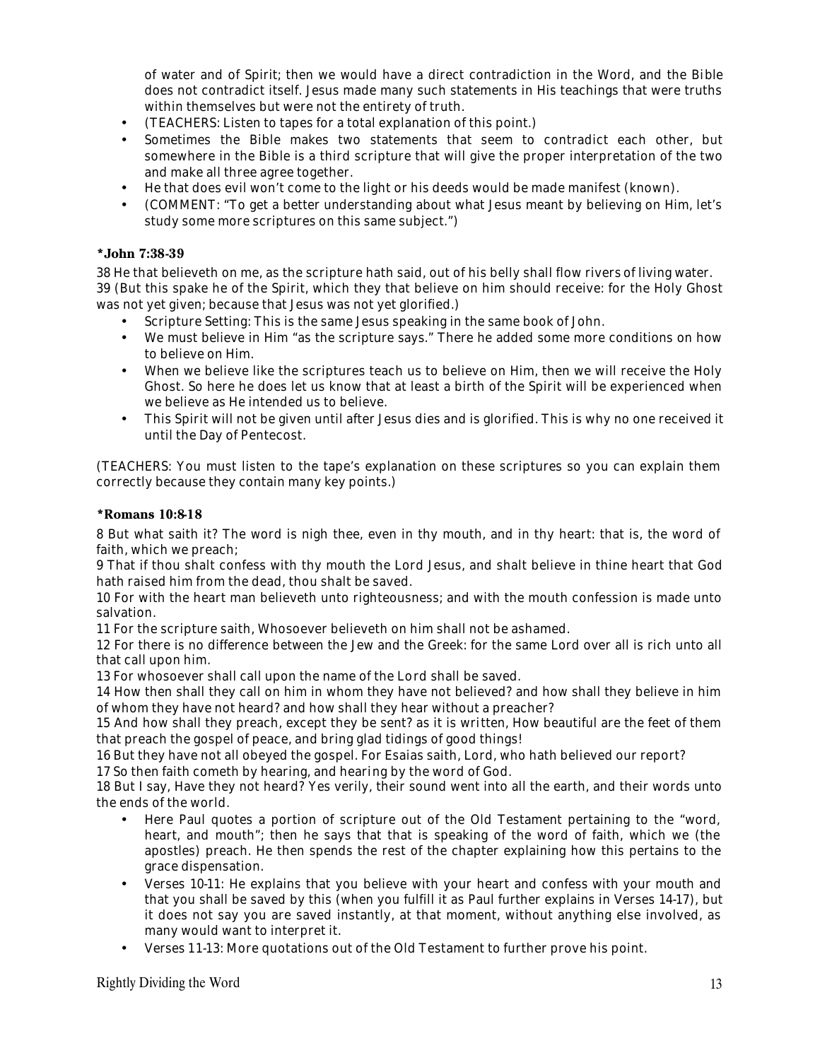of water and of Spirit; then we would have a direct contradiction in the Word, and the Bible does not contradict itself. Jesus made many such statements in His teachings that were truths within themselves but were not the entirety of truth.

- (TEACHERS: Listen to tapes for a total explanation of this point.)
- Sometimes the Bible makes two statements that seem to contradict each other, but somewhere in the Bible is a third scripture that will give the proper interpretation of the two and make all three agree together.
- He that does evil won't come to the light or his deeds would be made manifest (known).
- (COMMENT: "To get a better understanding about what Jesus meant by believing on Him, let's study some more scriptures on this same subject.")

**\*John 7:38-39**

38 He that believeth on me, as the scripture hath said, out of his belly shall flow rivers of living water.
39 (But this spake he of the Spirit, which they that believe on him should receive: for the Holy Ghost was not yet given; because that Jesus was not yet glorified.)

- Scripture Setting: This is the same Jesus speaking in the same book of John.
- We must believe in Him "as the scripture says." There he added some more conditions on how to believe on Him.
- When we believe like the scriptures teach us to believe on Him, then we will receive the Holy Ghost. So here he does let us know that at least a birth of the Spirit will be experienced when we believe as He intended us to believe.
- This Spirit will not be given until after Jesus dies and is glorified. This is why no one received it until the Day of Pentecost.

(TEACHERS: You must listen to the tape's explanation on these scriptures so you can explain them correctly because they contain many key points.)

**\*Romans 10:8-18**

8 But what saith it? The word is nigh thee, even in thy mouth, and in thy heart: that is, the word of faith, which we preach;
9 That if thou shalt confess with thy mouth the Lord Jesus, and shalt believe in thine heart that God hath raised him from the dead, thou shalt be saved.
10 For with the heart man believeth unto righteousness; and with the mouth confession is made unto salvation.
11 For the scripture saith, Whosoever believeth on him shall not be ashamed.
12 For there is no difference between the Jew and the Greek: for the same Lord over all is rich unto all that call upon him.
13 For whosoever shall call upon the name of the Lord shall be saved.
14 How then shall they call on him in whom they have not believed? and how shall they believe in him of whom they have not heard? and how shall they hear without a preacher?
15 And how shall they preach, except they be sent? as it is written, How beautiful are the feet of them that preach the gospel of peace, and bring glad tidings of good things!
16 But they have not all obeyed the gospel. For Esaias saith, Lord, who hath believed our report?
17 So then faith cometh by hearing, and hearing by the word of God.
18 But I say, Have they not heard? Yes verily, their sound went into all the earth, and their words unto the ends of the world.

- Here Paul quotes a portion of scripture out of the Old Testament pertaining to the "word, heart, and mouth"; then he says that that is speaking of the word of faith, which we (the apostles) preach. He then spends the rest of the chapter explaining how this pertains to the grace dispensation.
- Verses 10-11: He explains that you believe with your heart and confess with your mouth and that you shall be saved by this (when you fulfill it as Paul further explains in Verses 14-17), but it does not say you are saved instantly, at that moment, without anything else involved, as many would want to interpret it.
- Verses 11-13: More quotations out of the Old Testament to further prove his point.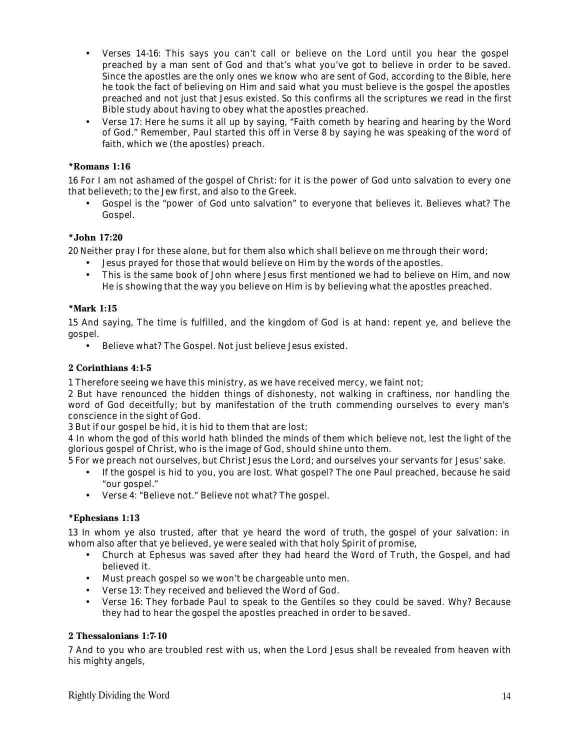- Verses 14-16: This says you can't call or believe on the Lord until you hear the gospel preached by a man sent of God and that's what you've got to believe in order to be saved. Since the apostles are the only ones we know who are sent of God, according to the Bible, here he took the fact of believing on Him and said what you must believe is the gospel the apostles preached and not just that Jesus existed. So this confirms all the scriptures we read in the first Bible study about having to obey what the apostles preached.
- Verse 17: Here he sums it all up by saying, "Faith cometh by hearing and hearing by the Word of God." Remember, Paul started this off in Verse 8 by saying he was speaking of the word of faith, which we (the apostles) preach.

**\*Romans 1:16**

16 For I am not ashamed of the gospel of Christ: for it is the power of God unto salvation to every one that believeth; to the Jew first, and also to the Greek.

- Gospel is the "power of God unto salvation" to everyone that believes it. Believes what? The Gospel.

**\*John 17:20**

20 Neither pray I for these alone, but for them also which shall believe on me through their word;

- Jesus prayed for those that would believe on Him by the words of the apostles.
- This is the same book of John where Jesus first mentioned we had to believe on Him, and now He is showing that the way you believe on Him is by believing what the apostles preached.

**\*Mark 1:15**

15 And saying, The time is fulfilled, and the kingdom of God is at hand: repent ye, and believe the gospel.

- Believe what? The Gospel. Not just believe Jesus existed.

**2 Corinthians 4:1-5**

1 Therefore seeing we have this ministry, as we have received mercy, we faint not;

2 But have renounced the hidden things of dishonesty, not walking in craftiness, nor handling the word of God deceitfully; but by manifestation of the truth commending ourselves to every man's conscience in the sight of God.

3 But if our gospel be hid, it is hid to them that are lost:

4 In whom the god of this world hath blinded the minds of them which believe not, lest the light of the glorious gospel of Christ, who is the image of God, should shine unto them.

5 For we preach not ourselves, but Christ Jesus the Lord; and ourselves your servants for Jesus' sake.

- If the gospel is hid to you, you are lost. What gospel? The one Paul preached, because he said "our gospel."
- Verse 4: "Believe not." Believe not what? The gospel.

**\*Ephesians 1:13**

13 In whom ye also trusted, after that ye heard the word of truth, the gospel of your salvation: in whom also after that ye believed, ye were sealed with that holy Spirit of promise,

- Church at Ephesus was saved after they had heard the Word of Truth, the Gospel, and had believed it.
- Must preach gospel so we won't be chargeable unto men.
- Verse 13: They received and believed the Word of God.
- Verse 16: They forbade Paul to speak to the Gentiles so they could be saved. Why? Because they had to hear the gospel the apostles preached in order to be saved.

**2 Thessalonians 1:7-10**

7 And to you who are troubled rest with us, when the Lord Jesus shall be revealed from heaven with his mighty angels,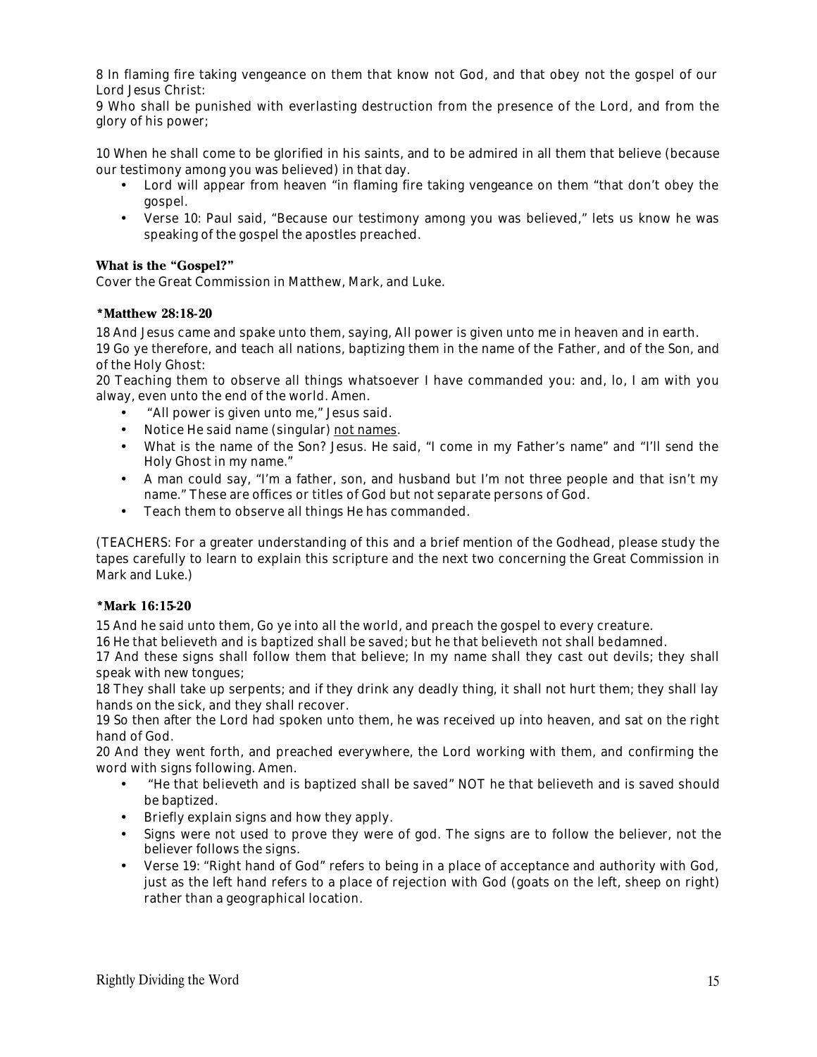8 In flaming fire taking vengeance on them that know not God, and that obey not the gospel of our Lord Jesus Christ:
9 Who shall be punished with everlasting destruction from the presence of the Lord, and from the glory of his power;

10 When he shall come to be glorified in his saints, and to be admired in all them that believe (because our testimony among you was believed) in that day.

- Lord will appear from heaven "in flaming fire taking vengeance on them "that don't obey the gospel.
- Verse 10: Paul said, "Because our testimony among you was believed," lets us know he was speaking of the gospel the apostles preached.

**What is the "Gospel?"**

Cover the Great Commission in Matthew, Mark, and Luke.

**\*Matthew 28:18-20**

18 And Jesus came and spake unto them, saying, All power is given unto me in heaven and in earth.
19 Go ye therefore, and teach all nations, baptizing them in the name of the Father, and of the Son, and of the Holy Ghost:
20 Teaching them to observe all things whatsoever I have commanded you: and, lo, I am with you alway, even unto the end of the world. Amen.

- "All power is given unto me," Jesus said.
- Notice He said name (singular) <u>not names</u>.
- What is the name of the Son? Jesus. He said, "I come in my Father's name" and "I'll send the Holy Ghost in my name."
- A man could say, "I'm a father, son, and husband but I'm not three people and that isn't my name." These are offices or titles of God but not separate persons of God.
- Teach them to observe all things He has commanded.

(TEACHERS: For a greater understanding of this and a brief mention of the Godhead, please study the tapes carefully to learn to explain this scripture and the next two concerning the Great Commission in Mark and Luke.)

**\*Mark 16:15-20**

15 And he said unto them, Go ye into all the world, and preach the gospel to every creature.
16 He that believeth and is baptized shall be saved; but he that believeth not shall bedamned.
17 And these signs shall follow them that believe; In my name shall they cast out devils; they shall speak with new tongues;
18 They shall take up serpents; and if they drink any deadly thing, it shall not hurt them; they shall lay hands on the sick, and they shall recover.
19 So then after the Lord had spoken unto them, he was received up into heaven, and sat on the right hand of God.
20 And they went forth, and preached everywhere, the Lord working with them, and confirming the word with signs following. Amen.

- "He that believeth and is baptized shall be saved" NOT he that believeth and is saved should be baptized.
- Briefly explain signs and how they apply.
- Signs were not used to prove they were of god. The signs are to follow the believer, not the believer follows the signs.
- Verse 19: "Right hand of God" refers to being in a place of acceptance and authority with God, just as the left hand refers to a place of rejection with God (goats on the left, sheep on right) rather than a geographical location.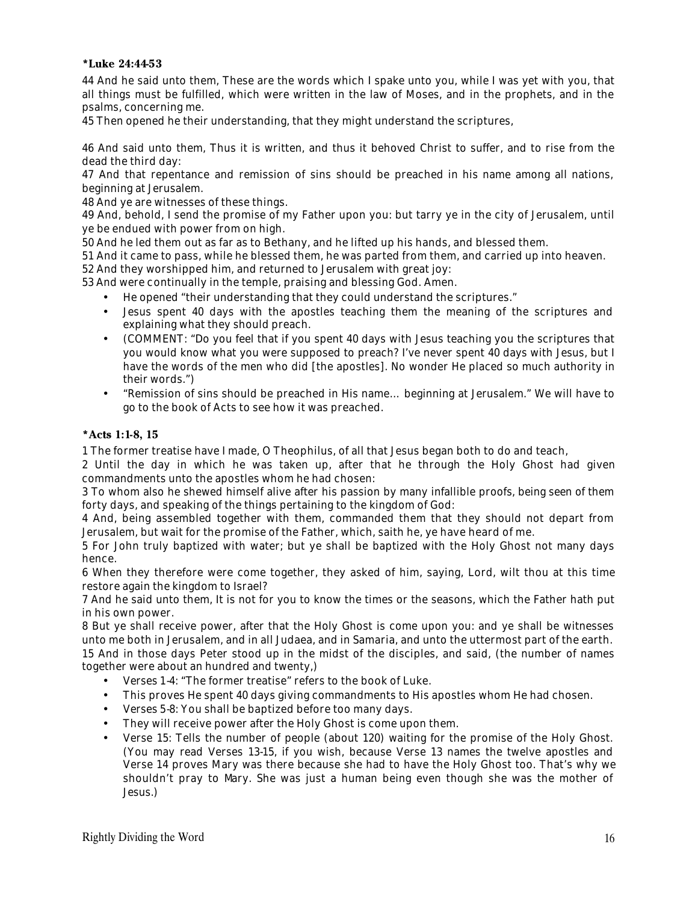**\*Luke 24:44-53**

44 And he said unto them, These are the words which I spake unto you, while I was yet with you, that all things must be fulfilled, which were written in the law of Moses, and in the prophets, and in the psalms, concerning me.

45 Then opened he their understanding, that they might understand the scriptures,

46 And said unto them, Thus it is written, and thus it behoved Christ to suffer, and to rise from the dead the third day:

47 And that repentance and remission of sins should be preached in his name among all nations, beginning at Jerusalem.

48 And ye are witnesses of these things.

49 And, behold, I send the promise of my Father upon you: but tarry ye in the city of Jerusalem, until ye be endued with power from on high.

50 And he led them out as far as to Bethany, and he lifted up his hands, and blessed them.

51 And it came to pass, while he blessed them, he was parted from them, and carried up into heaven.

52 And they worshipped him, and returned to Jerusalem with great joy:

53 And were continually in the temple, praising and blessing God. Amen.

- He opened "their understanding that they could understand the scriptures."
- Jesus spent 40 days with the apostles teaching them the meaning of the scriptures and explaining what they should preach.
- (COMMENT: "Do you feel that if you spent 40 days with Jesus teaching you the scriptures that you would know what you were supposed to preach? I've never spent 40 days with Jesus, but I have the words of the men who did [the apostles]. No wonder He placed so much authority in their words.")
- "Remission of sins should be preached in His name… beginning at Jerusalem." We will have to go to the book of Acts to see how it was preached.

**\*Acts 1:1-8, 15**

1 The former treatise have I made, O Theophilus, of all that Jesus began both to do and teach,

2 Until the day in which he was taken up, after that he through the Holy Ghost had given commandments unto the apostles whom he had chosen:

3 To whom also he shewed himself alive after his passion by many infallible proofs, being seen of them forty days, and speaking of the things pertaining to the kingdom of God:

4 And, being assembled together with them, commanded them that they should not depart from Jerusalem, but wait for the promise of the Father, which, saith he, ye have heard of me.

5 For John truly baptized with water; but ye shall be baptized with the Holy Ghost not many days hence.

6 When they therefore were come together, they asked of him, saying, Lord, wilt thou at this time restore again the kingdom to Israel?

7 And he said unto them, It is not for you to know the times or the seasons, which the Father hath put in his own power.

8 But ye shall receive power, after that the Holy Ghost is come upon you: and ye shall be witnesses unto me both in Jerusalem, and in all Judaea, and in Samaria, and unto the uttermost part of the earth.

15 And in those days Peter stood up in the midst of the disciples, and said, (the number of names together were about an hundred and twenty,)

- Verses 1-4: "The former treatise" refers to the book of Luke.
- This proves He spent 40 days giving commandments to His apostles whom He had chosen.
- Verses 5-8: You shall be baptized before too many days.
- They will receive power after the Holy Ghost is come upon them.
- Verse 15: Tells the number of people (about 120) waiting for the promise of the Holy Ghost. (You may read Verses 13-15, if you wish, because Verse 13 names the twelve apostles and Verse 14 proves Mary was there because she had to have the Holy Ghost too. That's why we shouldn't pray to Mary. She was just a human being even though she was the mother of Jesus.)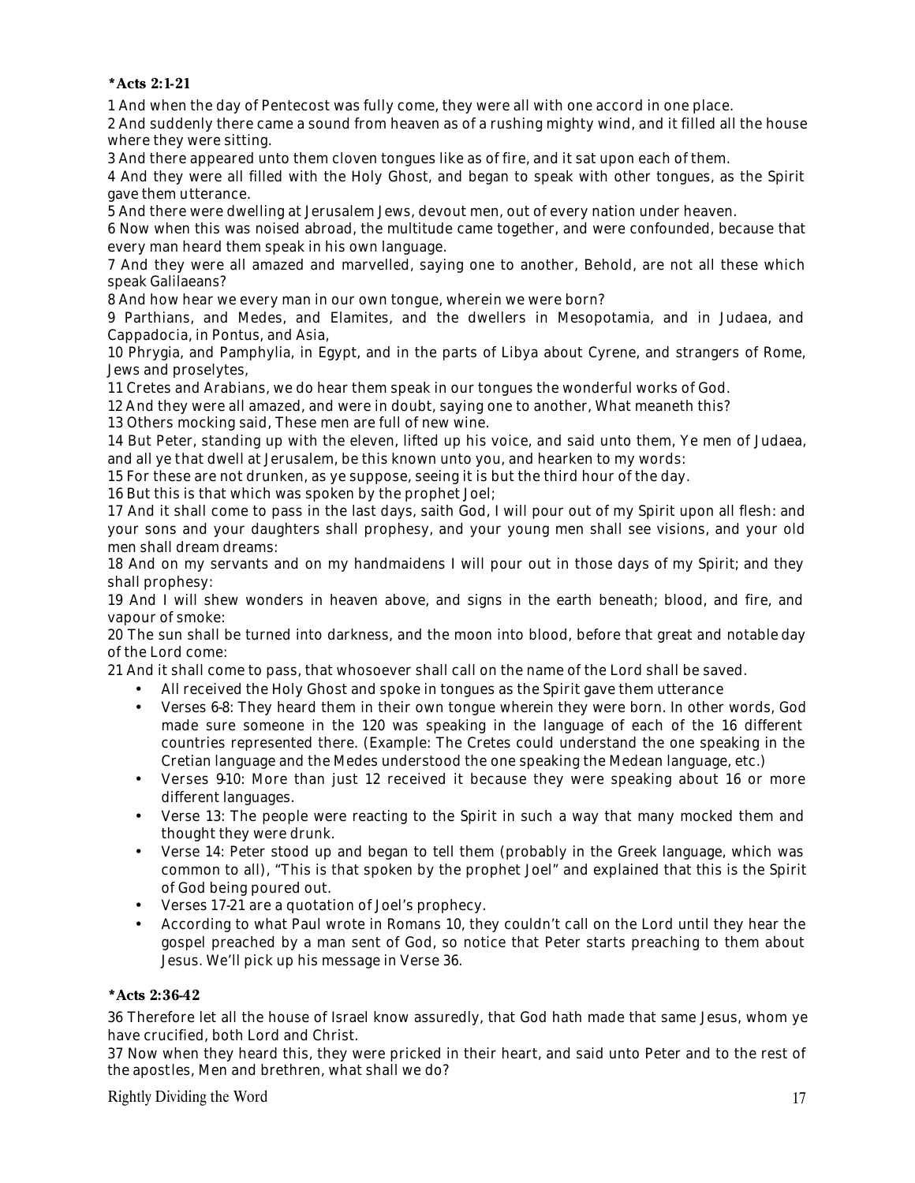**\*Acts 2:1-21**

1 And when the day of Pentecost was fully come, they were all with one accord in one place.
2 And suddenly there came a sound from heaven as of a rushing mighty wind, and it filled all the house where they were sitting.
3 And there appeared unto them cloven tongues like as of fire, and it sat upon each of them.
4 And they were all filled with the Holy Ghost, and began to speak with other tongues, as the Spirit gave them utterance.
5 And there were dwelling at Jerusalem Jews, devout men, out of every nation under heaven.
6 Now when this was noised abroad, the multitude came together, and were confounded, because that every man heard them speak in his own language.
7 And they were all amazed and marvelled, saying one to another, Behold, are not all these which speak Galilaeans?
8 And how hear we every man in our own tongue, wherein we were born?
9 Parthians, and Medes, and Elamites, and the dwellers in Mesopotamia, and in Judaea, and Cappadocia, in Pontus, and Asia,
10 Phrygia, and Pamphylia, in Egypt, and in the parts of Libya about Cyrene, and strangers of Rome, Jews and proselytes,
11 Cretes and Arabians, we do hear them speak in our tongues the wonderful works of God.
12 And they were all amazed, and were in doubt, saying one to another, What meaneth this?
13 Others mocking said, These men are full of new wine.
14 But Peter, standing up with the eleven, lifted up his voice, and said unto them, Ye men of Judaea, and all ye that dwell at Jerusalem, be this known unto you, and hearken to my words:
15 For these are not drunken, as ye suppose, seeing it is but the third hour of the day.
16 But this is that which was spoken by the prophet Joel;
17 And it shall come to pass in the last days, saith God, I will pour out of my Spirit upon all flesh: and your sons and your daughters shall prophesy, and your young men shall see visions, and your old men shall dream dreams:
18 And on my servants and on my handmaidens I will pour out in those days of my Spirit; and they shall prophesy:
19 And I will shew wonders in heaven above, and signs in the earth beneath; blood, and fire, and vapour of smoke:
20 The sun shall be turned into darkness, and the moon into blood, before that great and notable day of the Lord come:
21 And it shall come to pass, that whosoever shall call on the name of the Lord shall be saved.

- All received the Holy Ghost and spoke in tongues as the Spirit gave them utterance
- Verses 6-8: They heard them in their own tongue wherein they were born. In other words, God made sure someone in the 120 was speaking in the language of each of the 16 different countries represented there. (Example: The Cretes could understand the one speaking in the Cretian language and the Medes understood the one speaking the Medean language, etc.)
- Verses 9-10: More than just 12 received it because they were speaking about 16 or more different languages.
- Verse 13: The people were reacting to the Spirit in such a way that many mocked them and thought they were drunk.
- Verse 14: Peter stood up and began to tell them (probably in the Greek language, which was common to all), "This is that spoken by the prophet Joel" and explained that this is the Spirit of God being poured out.
- Verses 17-21 are a quotation of Joel's prophecy.
- According to what Paul wrote in Romans 10, they couldn't call on the Lord until they hear the gospel preached by a man sent of God, so notice that Peter starts preaching to them about Jesus. We'll pick up his message in Verse 36.

**\*Acts 2:36-42**

36 Therefore let all the house of Israel know assuredly, that God hath made that same Jesus, whom ye have crucified, both Lord and Christ.
37 Now when they heard this, they were pricked in their heart, and said unto Peter and to the rest of the apostles, Men and brethren, what shall we do?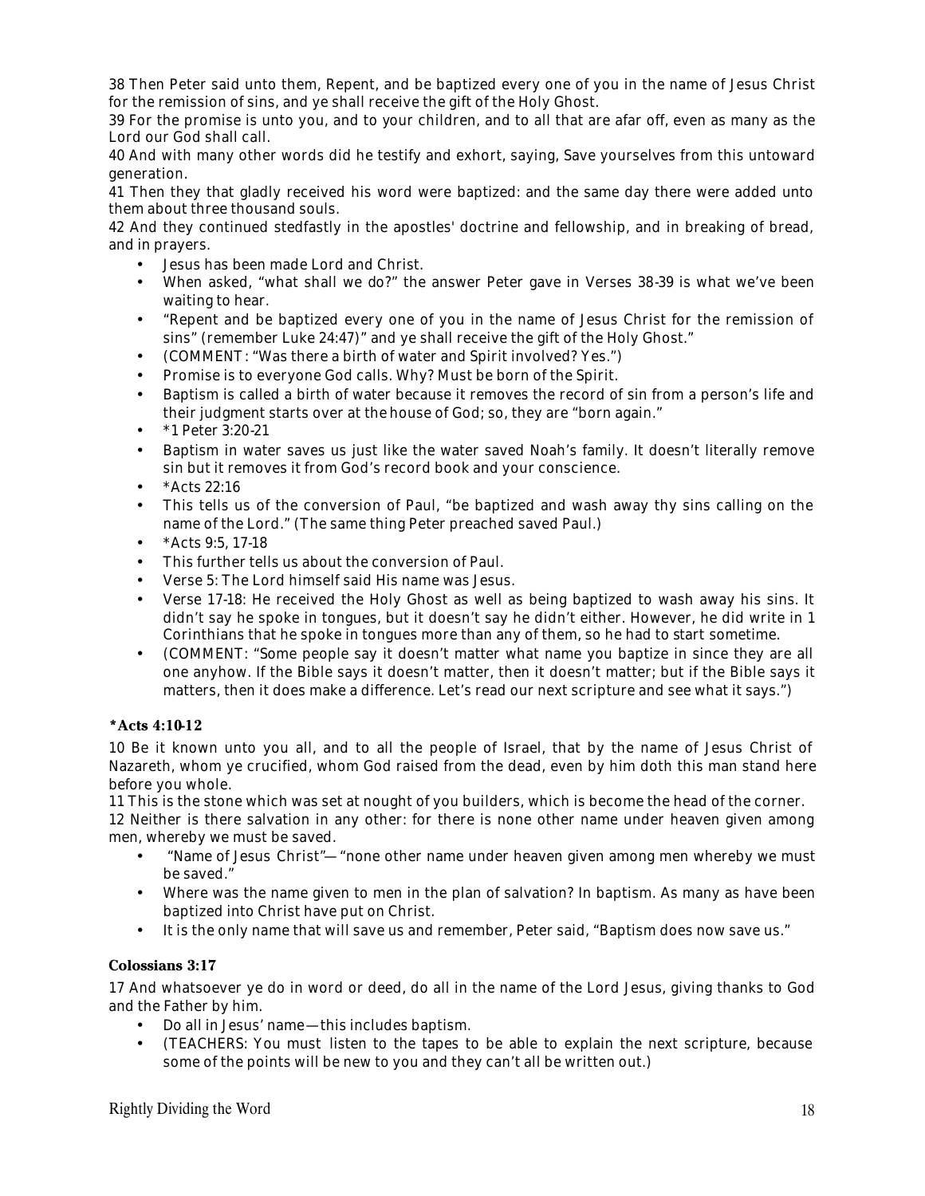38 Then Peter said unto them, Repent, and be baptized every one of you in the name of Jesus Christ for the remission of sins, and ye shall receive the gift of the Holy Ghost.
39 For the promise is unto you, and to your children, and to all that are afar off, even as many as the Lord our God shall call.
40 And with many other words did he testify and exhort, saying, Save yourselves from this untoward generation.
41 Then they that gladly received his word were baptized: and the same day there were added unto them about three thousand souls.
42 And they continued stedfastly in the apostles' doctrine and fellowship, and in breaking of bread, and in prayers.

- Jesus has been made Lord and Christ.
- When asked, "what shall we do?" the answer Peter gave in Verses 38-39 is what we've been waiting to hear.
- "Repent and be baptized every one of you in the name of Jesus Christ for the remission of sins" (remember Luke 24:47)" and ye shall receive the gift of the Holy Ghost."
- (COMMENT: "Was there a birth of water and Spirit involved? Yes.")
- Promise is to everyone God calls. Why? Must be born of the Spirit.
- Baptism is called a birth of water because it removes the record of sin from a person's life and their judgment starts over at the house of God; so, they are "born again."
- *1 Peter 3:20-21
- Baptism in water saves us just like the water saved Noah's family. It doesn't literally remove sin but it removes it from God's record book and your conscience.
- *Acts 22:16
- This tells us of the conversion of Paul, "be baptized and wash away thy sins calling on the name of the Lord." (The same thing Peter preached saved Paul.)
- *Acts 9:5, 17-18
- This further tells us about the conversion of Paul.
- Verse 5: The Lord himself said His name was Jesus.
- Verse 17-18: He received the Holy Ghost as well as being baptized to wash away his sins. It didn't say he spoke in tongues, but it doesn't say he didn't either. However, he did write in 1 Corinthians that he spoke in tongues more than any of them, so he had to start sometime.
- (COMMENT: "Some people say it doesn't matter what name you baptize in since they are all one anyhow. If the Bible says it doesn't matter, then it doesn't matter; but if the Bible says it matters, then it does make a difference. Let's read our next scripture and see what it says.")

**\*Acts 4:10-12**

10 Be it known unto you all, and to all the people of Israel, that by the name of Jesus Christ of Nazareth, whom ye crucified, whom God raised from the dead, even by him doth this man stand here before you whole.
11 This is the stone which was set at nought of you builders, which is become the head of the corner.
12 Neither is there salvation in any other: for there is none other name under heaven given among men, whereby we must be saved.

- "Name of Jesus Christ"—"none other name under heaven given among men whereby we must be saved."
- Where was the name given to men in the plan of salvation? In baptism. As many as have been baptized into Christ have put on Christ.
- It is the only name that will save us and remember, Peter said, "Baptism does now save us."

**Colossians 3:17**

17 And whatsoever ye do in word or deed, do all in the name of the Lord Jesus, giving thanks to God and the Father by him.

- Do all in Jesus' name—this includes baptism.
- (TEACHERS: You must listen to the tapes to be able to explain the next scripture, because some of the points will be new to you and they can't all be written out.)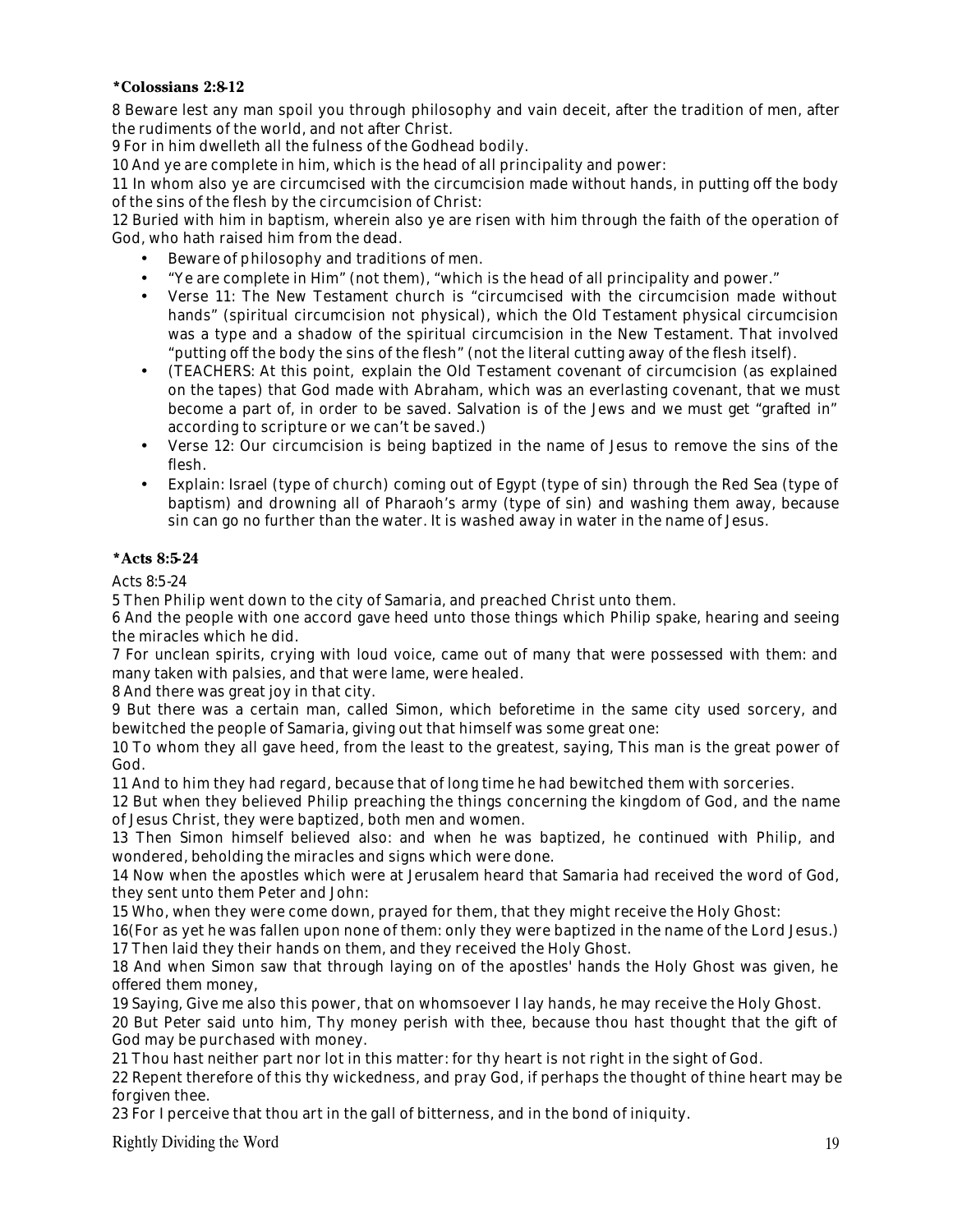**\*Colossians 2:8-12**

8 Beware lest any man spoil you through philosophy and vain deceit, after the tradition of men, after the rudiments of the world, and not after Christ.
9 For in him dwelleth all the fulness of the Godhead bodily.
10 And ye are complete in him, which is the head of all principality and power:
11 In whom also ye are circumcised with the circumcision made without hands, in putting off the body of the sins of the flesh by the circumcision of Christ:
12 Buried with him in baptism, wherein also ye are risen with him through the faith of the operation of God, who hath raised him from the dead.

- Beware of philosophy and traditions of men.
- "Ye are complete in Him" (not them), "which is the head of all principality and power."
- Verse 11: The New Testament church is "circumcised with the circumcision made without hands" (spiritual circumcision not physical), which the Old Testament physical circumcision was a type and a shadow of the spiritual circumcision in the New Testament. That involved "putting off the body the sins of the flesh" (not the literal cutting away of the flesh itself).
- (TEACHERS: At this point, explain the Old Testament covenant of circumcision (as explained on the tapes) that God made with Abraham, which was an everlasting covenant, that we must become a part of, in order to be saved. Salvation is of the Jews and we must get "grafted in" according to scripture or we can't be saved.)
- Verse 12: Our circumcision is being baptized in the name of Jesus to remove the sins of the flesh.
- Explain: Israel (type of church) coming out of Egypt (type of sin) through the Red Sea (type of baptism) and drowning all of Pharaoh's army (type of sin) and washing them away, because sin can go no further than the water. It is washed away in water in the name of Jesus.

**\*Acts 8:5-24**

Acts 8:5-24
5 Then Philip went down to the city of Samaria, and preached Christ unto them.
6 And the people with one accord gave heed unto those things which Philip spake, hearing and seeing the miracles which he did.
7 For unclean spirits, crying with loud voice, came out of many that were possessed with them: and many taken with palsies, and that were lame, were healed.
8 And there was great joy in that city.
9 But there was a certain man, called Simon, which beforetime in the same city used sorcery, and bewitched the people of Samaria, giving out that himself was some great one:
10 To whom they all gave heed, from the least to the greatest, saying, This man is the great power of God.
11 And to him they had regard, because that of long time he had bewitched them with sorceries.
12 But when they believed Philip preaching the things concerning the kingdom of God, and the name of Jesus Christ, they were baptized, both men and women.
13 Then Simon himself believed also: and when he was baptized, he continued with Philip, and wondered, beholding the miracles and signs which were done.
14 Now when the apostles which were at Jerusalem heard that Samaria had received the word of God, they sent unto them Peter and John:
15 Who, when they were come down, prayed for them, that they might receive the Holy Ghost:
16(For as yet he was fallen upon none of them: only they were baptized in the name of the Lord Jesus.)
17 Then laid they their hands on them, and they received the Holy Ghost.
18 And when Simon saw that through laying on of the apostles' hands the Holy Ghost was given, he offered them money,
19 Saying, Give me also this power, that on whomsoever I lay hands, he may receive the Holy Ghost.
20 But Peter said unto him, Thy money perish with thee, because thou hast thought that the gift of God may be purchased with money.
21 Thou hast neither part nor lot in this matter: for thy heart is not right in the sight of God.
22 Repent therefore of this thy wickedness, and pray God, if perhaps the thought of thine heart may be forgiven thee.
23 For I perceive that thou art in the gall of bitterness, and in the bond of iniquity.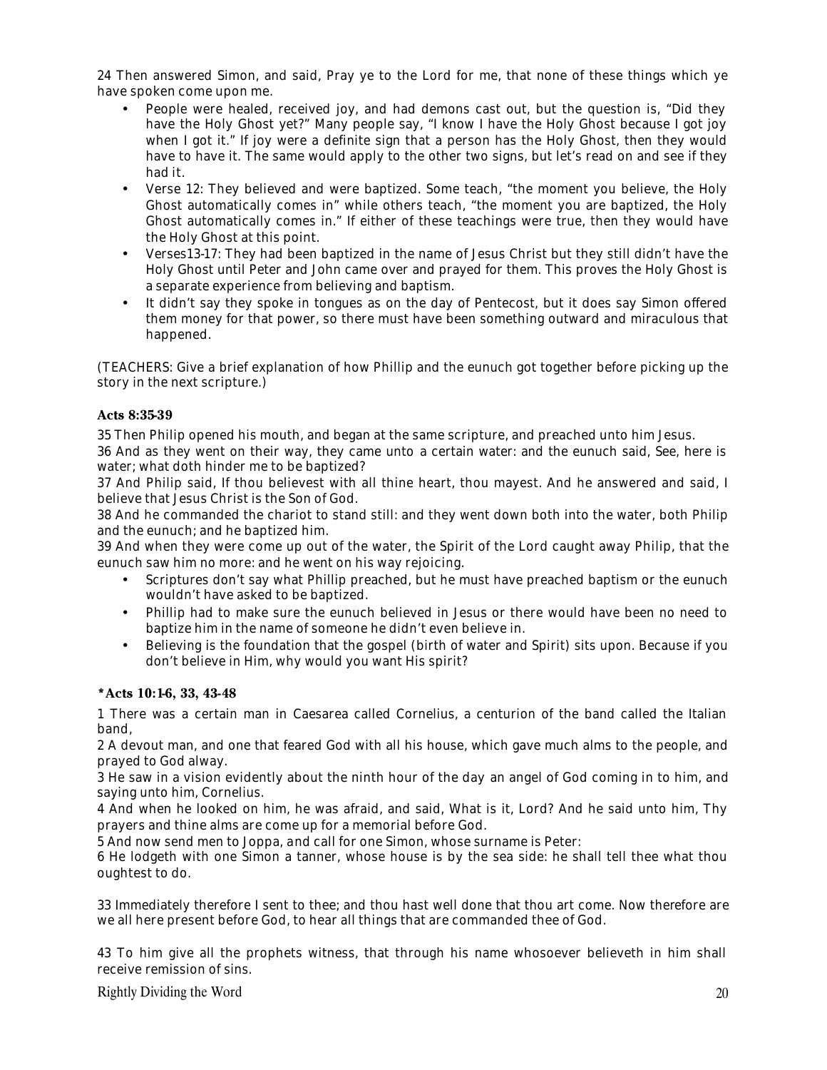24 Then answered Simon, and said, Pray ye to the Lord for me, that none of these things which ye have spoken come upon me.

- People were healed, received joy, and had demons cast out, but the question is, "Did they have the Holy Ghost yet?" Many people say, "I know I have the Holy Ghost because I got joy when I got it." If joy were a definite sign that a person has the Holy Ghost, then they would have to have it. The same would apply to the other two signs, but let's read on and see if they had it.
- Verse 12: They believed and were baptized. Some teach, "the moment you believe, the Holy Ghost automatically comes in" while others teach, "the moment you are baptized, the Holy Ghost automatically comes in." If either of these teachings were true, then they would have the Holy Ghost at this point.
- Verses13-17: They had been baptized in the name of Jesus Christ but they still didn't have the Holy Ghost until Peter and John came over and prayed for them. This proves the Holy Ghost is a separate experience from believing and baptism.
- It didn't say they spoke in tongues as on the day of Pentecost, but it does say Simon offered them money for that power, so there must have been something outward and miraculous that happened.

(TEACHERS: Give a brief explanation of how Phillip and the eunuch got together before picking up the story in the next scripture.)

**Acts 8:35-39**

35 Then Philip opened his mouth, and began at the same scripture, and preached unto him Jesus.
36 And as they went on their way, they came unto a certain water: and the eunuch said, See, here is water; what doth hinder me to be baptized?
37 And Philip said, If thou believest with all thine heart, thou mayest. And he answered and said, I believe that Jesus Christ is the Son of God.
38 And he commanded the chariot to stand still: and they went down both into the water, both Philip and the eunuch; and he baptized him.
39 And when they were come up out of the water, the Spirit of the Lord caught away Philip, that the eunuch saw him no more: and he went on his way rejoicing.

- Scriptures don't say what Phillip preached, but he must have preached baptism or the eunuch wouldn't have asked to be baptized.
- Phillip had to make sure the eunuch believed in Jesus or there would have been no need to baptize him in the name of someone he didn't even believe in.
- Believing is the foundation that the gospel (birth of water and Spirit) sits upon. Because if you don't believe in Him, why would you want His spirit?

**\*Acts 10:1-6, 33, 43-48**

1 There was a certain man in Caesarea called Cornelius, a centurion of the band called the Italian band,
2 A devout man, and one that feared God with all his house, which gave much alms to the people, and prayed to God alway.
3 He saw in a vision evidently about the ninth hour of the day an angel of God coming in to him, and saying unto him, Cornelius.
4 And when he looked on him, he was afraid, and said, What is it, Lord? And he said unto him, Thy prayers and thine alms are come up for a memorial before God.
5 And now send men to Joppa, and call for one Simon, whose surname is Peter:
6 He lodgeth with one Simon a tanner, whose house is by the sea side: he shall tell thee what thou oughtest to do.

33 Immediately therefore I sent to thee; and thou hast well done that thou art come. Now therefore are we all here present before God, to hear all things that are commanded thee of God.

43 To him give all the prophets witness, that through his name whosoever believeth in him shall receive remission of sins.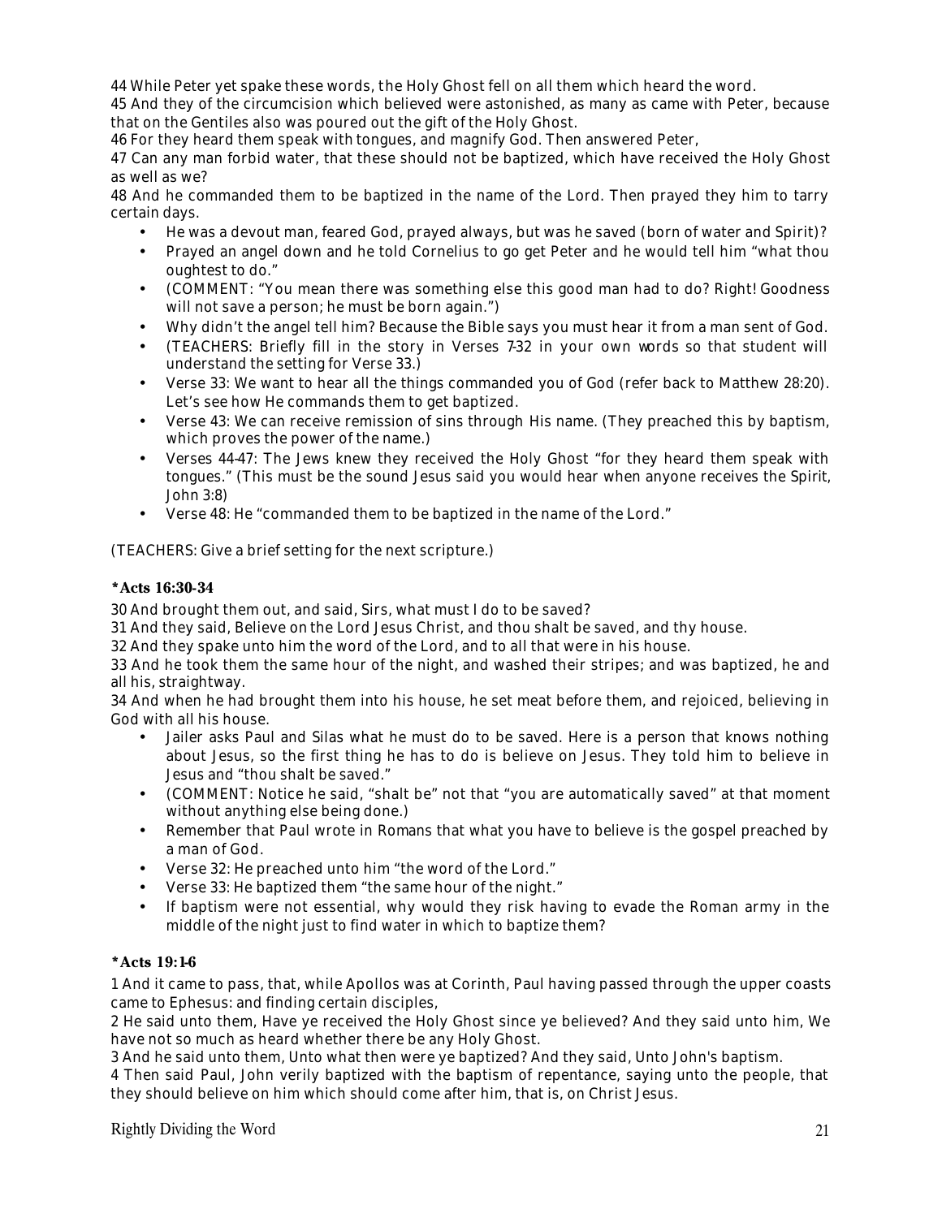44 While Peter yet spake these words, the Holy Ghost fell on all them which heard the word.
45 And they of the circumcision which believed were astonished, as many as came with Peter, because that on the Gentiles also was poured out the gift of the Holy Ghost.
46 For they heard them speak with tongues, and magnify God. Then answered Peter,
47 Can any man forbid water, that these should not be baptized, which have received the Holy Ghost as well as we?
48 And he commanded them to be baptized in the name of the Lord. Then prayed they him to tarry certain days.

- He was a devout man, feared God, prayed always, but was he saved (born of water and Spirit)?
- Prayed an angel down and he told Cornelius to go get Peter and he would tell him "what thou oughtest to do."
- (COMMENT: "You mean there was something else this good man had to do? Right! Goodness will not save a person; he must be born again.")
- Why didn't the angel tell him? Because the Bible says you must hear it from a man sent of God.
- (TEACHERS: Briefly fill in the story in Verses 7-32 in your own words so that student will understand the setting for Verse 33.)
- Verse 33: We want to hear all the things commanded you of God (refer back to Matthew 28:20). Let's see how He commands them to get baptized.
- Verse 43: We can receive remission of sins through His name. (They preached this by baptism, which proves the power of the name.)
- Verses 44-47: The Jews knew they received the Holy Ghost "for they heard them speak with tongues." (This must be the sound Jesus said you would hear when anyone receives the Spirit, John 3:8)
- Verse 48: He "commanded them to be baptized in the name of the Lord."

(TEACHERS: Give a brief setting for the next scripture.)

**\*Acts 16:30-34**

30 And brought them out, and said, Sirs, what must I do to be saved?
31 And they said, Believe on the Lord Jesus Christ, and thou shalt be saved, and thy house.
32 And they spake unto him the word of the Lord, and to all that were in his house.
33 And he took them the same hour of the night, and washed their stripes; and was baptized, he and all his, straightway.
34 And when he had brought them into his house, he set meat before them, and rejoiced, believing in God with all his house.

- Jailer asks Paul and Silas what he must do to be saved. Here is a person that knows nothing about Jesus, so the first thing he has to do is believe on Jesus. They told him to believe in Jesus and "thou shalt be saved."
- (COMMENT: Notice he said, "shalt be" not that "you are automatically saved" at that moment without anything else being done.)
- Remember that Paul wrote in Romans that what you have to believe is the gospel preached by a man of God.
- Verse 32: He preached unto him "the word of the Lord."
- Verse 33: He baptized them "the same hour of the night."
- If baptism were not essential, why would they risk having to evade the Roman army in the middle of the night just to find water in which to baptize them?

**\*Acts 19:1-6**

1 And it came to pass, that, while Apollos was at Corinth, Paul having passed through the upper coasts came to Ephesus: and finding certain disciples,
2 He said unto them, Have ye received the Holy Ghost since ye believed? And they said unto him, We have not so much as heard whether there be any Holy Ghost.
3 And he said unto them, Unto what then were ye baptized? And they said, Unto John's baptism.
4 Then said Paul, John verily baptized with the baptism of repentance, saying unto the people, that they should believe on him which should come after him, that is, on Christ Jesus.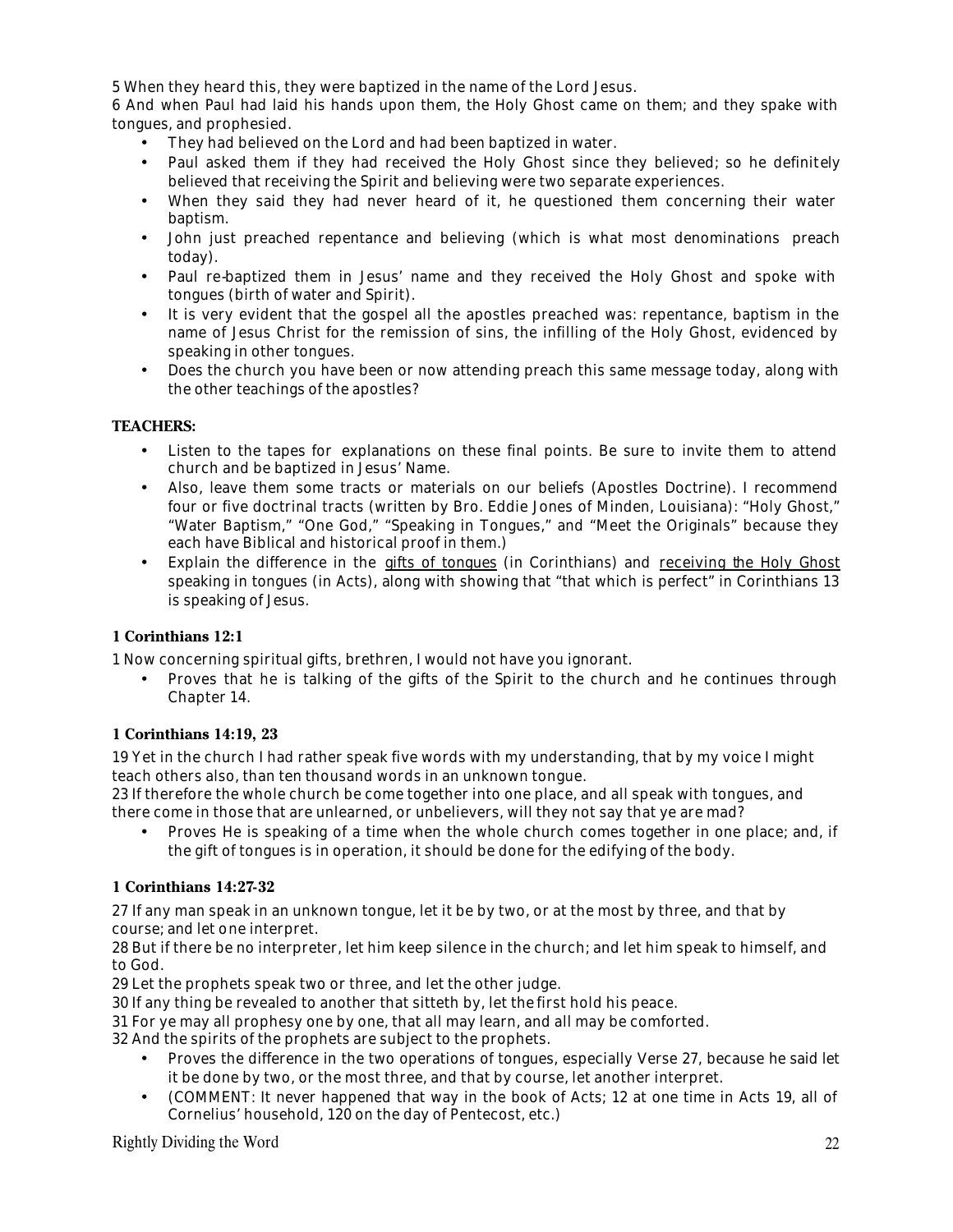5 When they heard this, they were baptized in the name of the Lord Jesus.

6 And when Paul had laid his hands upon them, the Holy Ghost came on them; and they spake with tongues, and prophesied.

- They had believed on the Lord and had been baptized in water.
- Paul asked them if they had received the Holy Ghost since they believed; so he definitely believed that receiving the Spirit and believing were two separate experiences.
- When they said they had never heard of it, he questioned them concerning their water baptism.
- John just preached repentance and believing (which is what most denominations preach today).
- Paul re-baptized them in Jesus' name and they received the Holy Ghost and spoke with tongues (birth of water and Spirit).
- It is very evident that the gospel all the apostles preached was: repentance, baptism in the name of Jesus Christ for the remission of sins, the infilling of the Holy Ghost, evidenced by speaking in other tongues.
- Does the church you have been or now attending preach this same message today, along with the other teachings of the apostles?

**TEACHERS:**

- Listen to the tapes for explanations on these final points. Be sure to invite them to attend church and be baptized in Jesus' Name.
- Also, leave them some tracts or materials on our beliefs (Apostles Doctrine). I recommend four or five doctrinal tracts (written by Bro. Eddie Jones of Minden, Louisiana): "Holy Ghost," "Water Baptism," "One God," "Speaking in Tongues," and "Meet the Originals" because they each have Biblical and historical proof in them.)
- Explain the difference in the <u>gifts of tongues</u> (in Corinthians) and <u>receiving the Holy Ghost</u> speaking in tongues (in Acts), along with showing that "that which is perfect" in Corinthians 13 is speaking of Jesus.

**1 Corinthians 12:1**

1 Now concerning spiritual gifts, brethren, I would not have you ignorant.

- Proves that he is talking of the gifts of the Spirit to the church and he continues through Chapter 14.

**1 Corinthians 14:19, 23**

19 Yet in the church I had rather speak five words with my understanding, that by my voice I might teach others also, than ten thousand words in an unknown tongue.

23 If therefore the whole church be come together into one place, and all speak with tongues, and there come in those that are unlearned, or unbelievers, will they not say that ye are mad?

- Proves He is speaking of a time when the whole church comes together in one place; and, if the gift of tongues is in operation, it should be done for the edifying of the body.

**1 Corinthians 14:27-32**

27 If any man speak in an unknown tongue, let it be by two, or at the most by three, and that by course; and let one interpret.

28 But if there be no interpreter, let him keep silence in the church; and let him speak to himself, and to God.

29 Let the prophets speak two or three, and let the other judge.

30 If any thing be revealed to another that sitteth by, let the first hold his peace.

31 For ye may all prophesy one by one, that all may learn, and all may be comforted.

32 And the spirits of the prophets are subject to the prophets.

- Proves the difference in the two operations of tongues, especially Verse 27, because he said let it be done by two, or the most three, and that by course, let another interpret.
- (COMMENT: It never happened that way in the book of Acts; 12 at one time in Acts 19, all of Cornelius' household, 120 on the day of Pentecost, etc.)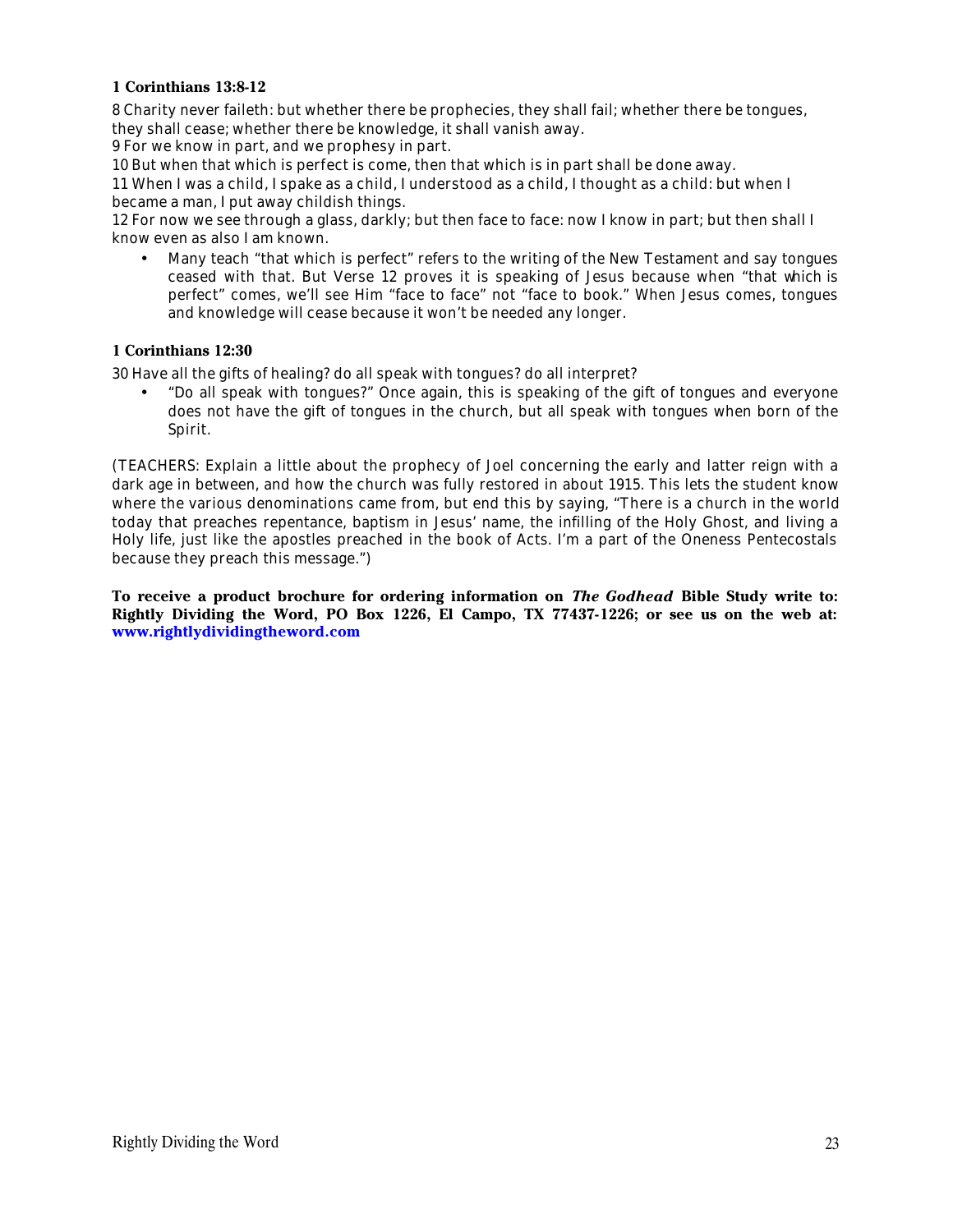**1 Corinthians 13:8-12**

8 Charity never faileth: but whether there be prophecies, they shall fail; whether there be tongues, they shall cease; whether there be knowledge, it shall vanish away.
9 For we know in part, and we prophesy in part.
10 But when that which is perfect is come, then that which is in part shall be done away.
11 When I was a child, I spake as a child, I understood as a child, I thought as a child: but when I became a man, I put away childish things.
12 For now we see through a glass, darkly; but then face to face: now I know in part; but then shall I know even as also I am known.

- Many teach "that which is perfect" refers to the writing of the New Testament and say tongues ceased with that. But Verse 12 proves it is speaking of Jesus because when "that which is perfect" comes, we'll see Him "face to face" not "face to book." When Jesus comes, tongues and knowledge will cease because it won't be needed any longer.

**1 Corinthians 12:30**

30 Have all the gifts of healing? do all speak with tongues? do all interpret?

- "Do all speak with tongues?" Once again, this is speaking of the gift of tongues and everyone does not have the gift of tongues in the church, but all speak with tongues when born of the Spirit.

(TEACHERS: Explain a little about the prophecy of Joel concerning the early and latter reign with a dark age in between, and how the church was fully restored in about 1915. This lets the student know where the various denominations came from, but end this by saying, "There is a church in the world today that preaches repentance, baptism in Jesus' name, the infilling of the Holy Ghost, and living a Holy life, just like the apostles preached in the book of Acts. I'm a part of the Oneness Pentecostals because they preach this message.")

**To receive a product brochure for ordering information on *The Godhead* Bible Study write to: Rightly Dividing the Word, PO Box 1226, El Campo, TX 77437-1226; or see us on the web at: www.rightlydividingtheword.com**